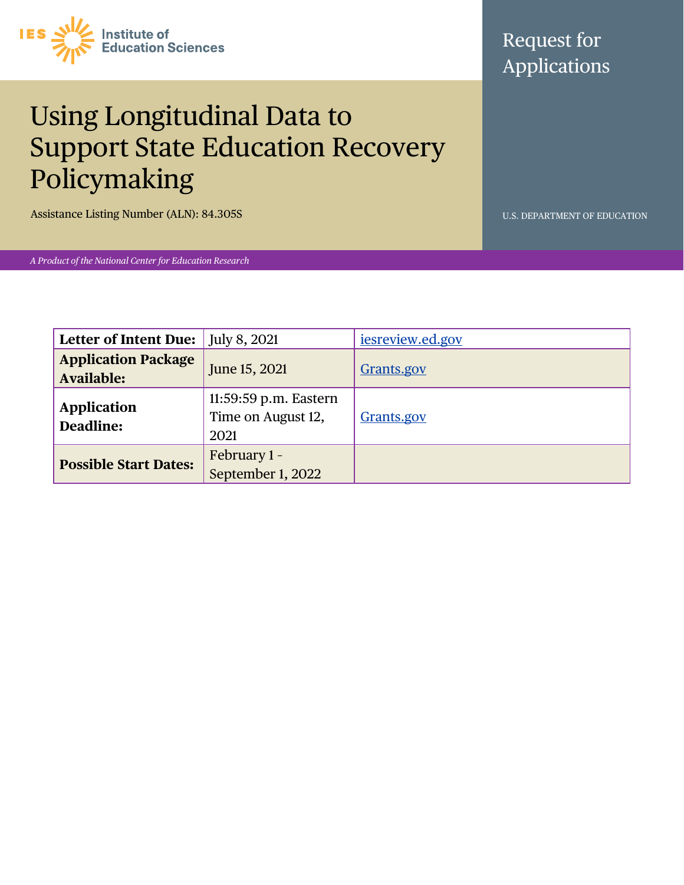IES Institute of Education Sciences

Request for Applications

# Using Longitudinal Data to Support State Education Recovery Policymaking

Assistance Listing Number (ALN): 84.305S

U.S. DEPARTMENT OF EDUCATION

*A Product of the National Center for Education Research*

| | | |
|---|---|---|
| **Letter of Intent Due:** | July 8, 2021 | iesreview.ed.gov |
| **Application Package Available:** | June 15, 2021 | Grants.gov |
| **Application Deadline:** | 11:59:59 p.m. Eastern Time on August 12, 2021 | Grants.gov |
| **Possible Start Dates:** | February 1 - September 1, 2022 | |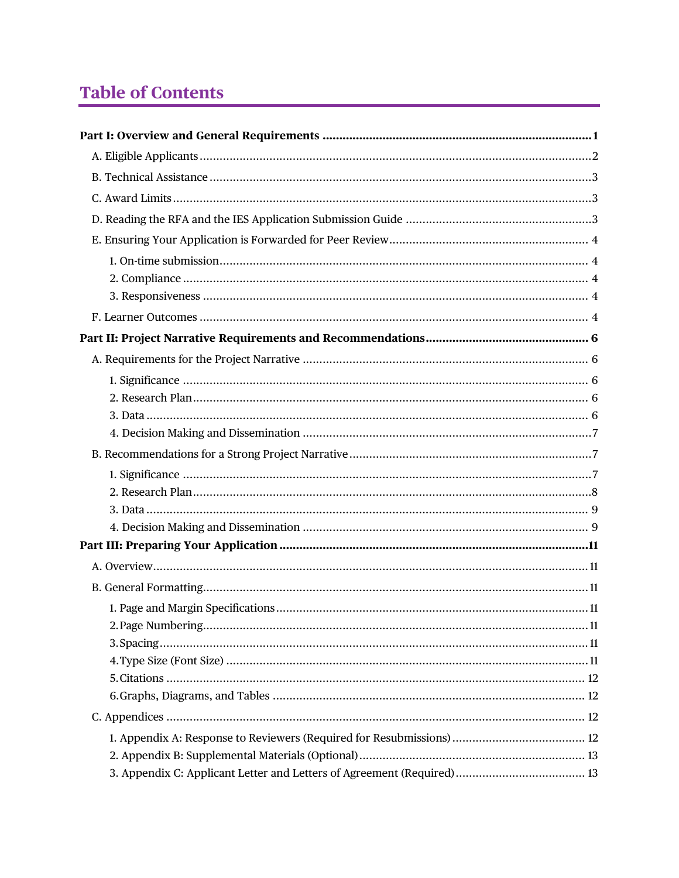# Table of Contents

**Part I: Overview and General Requirements** ..... **1**

- A. Eligible Applicants ..... 2
- B. Technical Assistance ..... 3
- C. Award Limits ..... 3
- D. Reading the RFA and the IES Application Submission Guide ..... 3
- E. Ensuring Your Application is Forwarded for Peer Review ..... 4
  - 1. On-time submission ..... 4
  - 2. Compliance ..... 4
  - 3. Responsiveness ..... 4
- F. Learner Outcomes ..... 4

**Part II: Project Narrative Requirements and Recommendations** ..... **6**

- A. Requirements for the Project Narrative ..... 6
  - 1. Significance ..... 6
  - 2. Research Plan ..... 6
  - 3. Data ..... 6
  - 4. Decision Making and Dissemination ..... 7
- B. Recommendations for a Strong Project Narrative ..... 7
  - 1. Significance ..... 7
  - 2. Research Plan ..... 8
  - 3. Data ..... 9
  - 4. Decision Making and Dissemination ..... 9

**Part III: Preparing Your Application** ..... **11**

- A. Overview ..... 11
- B. General Formatting ..... 11
  - 1. Page and Margin Specifications ..... 11
  - 2. Page Numbering ..... 11
  - 3. Spacing ..... 11
  - 4. Type Size (Font Size) ..... 11
  - 5. Citations ..... 12
  - 6. Graphs, Diagrams, and Tables ..... 12
- C. Appendices ..... 12
  - 1. Appendix A: Response to Reviewers (Required for Resubmissions) ..... 12
  - 2. Appendix B: Supplemental Materials (Optional) ..... 13
  - 3. Appendix C: Applicant Letter and Letters of Agreement (Required) ..... 13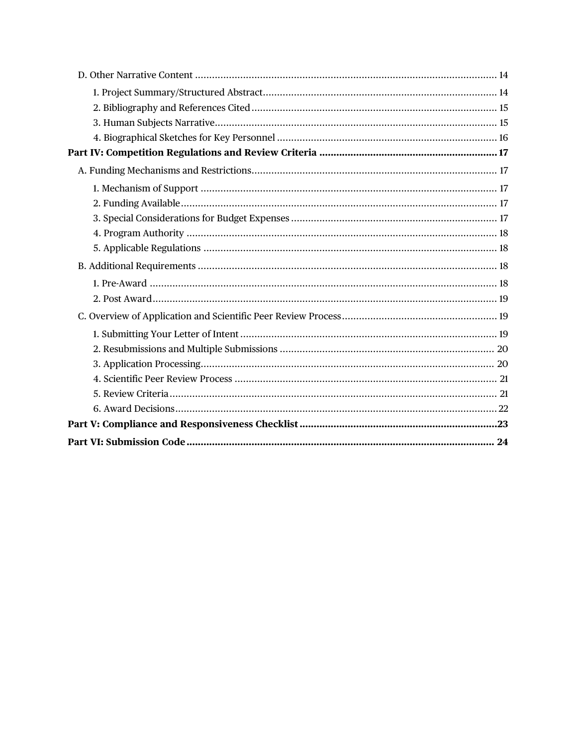D. Other Narrative Content .......... 14

1. Project Summary/Structured Abstract .......... 14
2. Bibliography and References Cited .......... 15
3. Human Subjects Narrative .......... 15
4. Biographical Sketches for Key Personnel .......... 16

**Part IV: Competition Regulations and Review Criteria .......... 17**

A. Funding Mechanisms and Restrictions .......... 17

1. Mechanism of Support .......... 17
2. Funding Available .......... 17
3. Special Considerations for Budget Expenses .......... 17
4. Program Authority .......... 18
5. Applicable Regulations .......... 18

B. Additional Requirements .......... 18

1. Pre-Award .......... 18
2. Post Award .......... 19

C. Overview of Application and Scientific Peer Review Process .......... 19

1. Submitting Your Letter of Intent .......... 19
2. Resubmissions and Multiple Submissions .......... 20
3. Application Processing .......... 20
4. Scientific Peer Review Process .......... 21
5. Review Criteria .......... 21
6. Award Decisions .......... 22

**Part V: Compliance and Responsiveness Checklist .......... 23**

**Part VI: Submission Code .......... 24**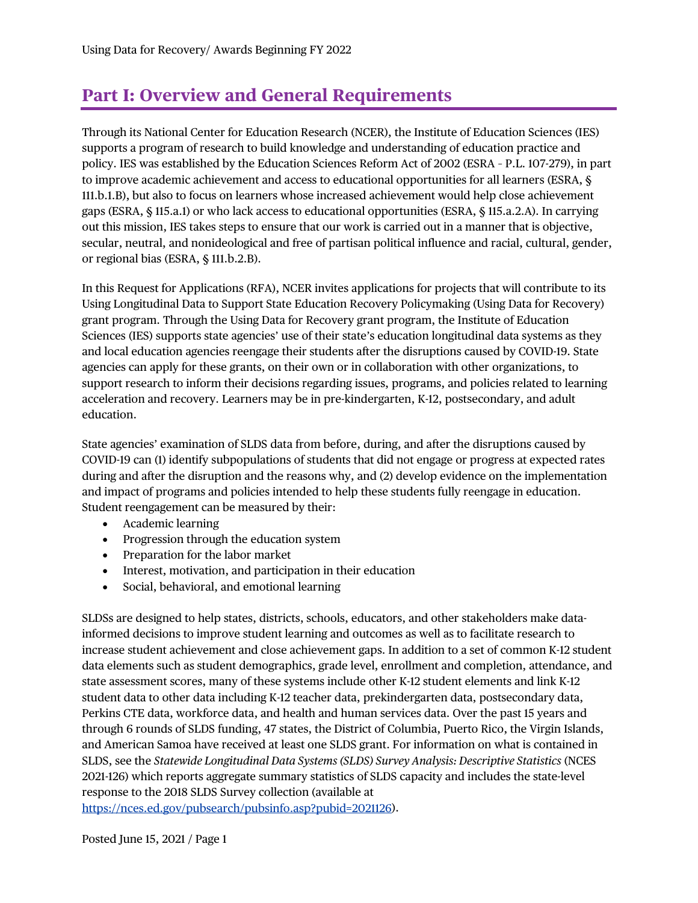# Part I: Overview and General Requirements

Through its National Center for Education Research (NCER), the Institute of Education Sciences (IES) supports a program of research to build knowledge and understanding of education practice and policy. IES was established by the Education Sciences Reform Act of 2002 (ESRA - P.L. 107-279), in part to improve academic achievement and access to educational opportunities for all learners (ESRA, § 111.b.1.B), but also to focus on learners whose increased achievement would help close achievement gaps (ESRA, § 115.a.1) or who lack access to educational opportunities (ESRA, § 115.a.2.A). In carrying out this mission, IES takes steps to ensure that our work is carried out in a manner that is objective, secular, neutral, and nonideological and free of partisan political influence and racial, cultural, gender, or regional bias (ESRA, § 111.b.2.B).

In this Request for Applications (RFA), NCER invites applications for projects that will contribute to its Using Longitudinal Data to Support State Education Recovery Policymaking (Using Data for Recovery) grant program. Through the Using Data for Recovery grant program, the Institute of Education Sciences (IES) supports state agencies' use of their state's education longitudinal data systems as they and local education agencies reengage their students after the disruptions caused by COVID-19. State agencies can apply for these grants, on their own or in collaboration with other organizations, to support research to inform their decisions regarding issues, programs, and policies related to learning acceleration and recovery. Learners may be in pre-kindergarten, K-12, postsecondary, and adult education.

State agencies' examination of SLDS data from before, during, and after the disruptions caused by COVID-19 can (1) identify subpopulations of students that did not engage or progress at expected rates during and after the disruption and the reasons why, and (2) develop evidence on the implementation and impact of programs and policies intended to help these students fully reengage in education. Student reengagement can be measured by their:

- Academic learning
- Progression through the education system
- Preparation for the labor market
- Interest, motivation, and participation in their education
- Social, behavioral, and emotional learning

SLDSs are designed to help states, districts, schools, educators, and other stakeholders make data-informed decisions to improve student learning and outcomes as well as to facilitate research to increase student achievement and close achievement gaps. In addition to a set of common K-12 student data elements such as student demographics, grade level, enrollment and completion, attendance, and state assessment scores, many of these systems include other K-12 student elements and link K-12 student data to other data including K-12 teacher data, prekindergarten data, postsecondary data, Perkins CTE data, workforce data, and health and human services data. Over the past 15 years and through 6 rounds of SLDS funding, 47 states, the District of Columbia, Puerto Rico, the Virgin Islands, and American Samoa have received at least one SLDS grant. For information on what is contained in SLDS, see the *Statewide Longitudinal Data Systems (SLDS) Survey Analysis: Descriptive Statistics* (NCES 2021-126) which reports aggregate summary statistics of SLDS capacity and includes the state-level response to the 2018 SLDS Survey collection (available at [https://nces.ed.gov/pubsearch/pubsinfo.asp?pubid=2021126](https://nces.ed.gov/pubsearch/pubsinfo.asp?pubid=2021126)).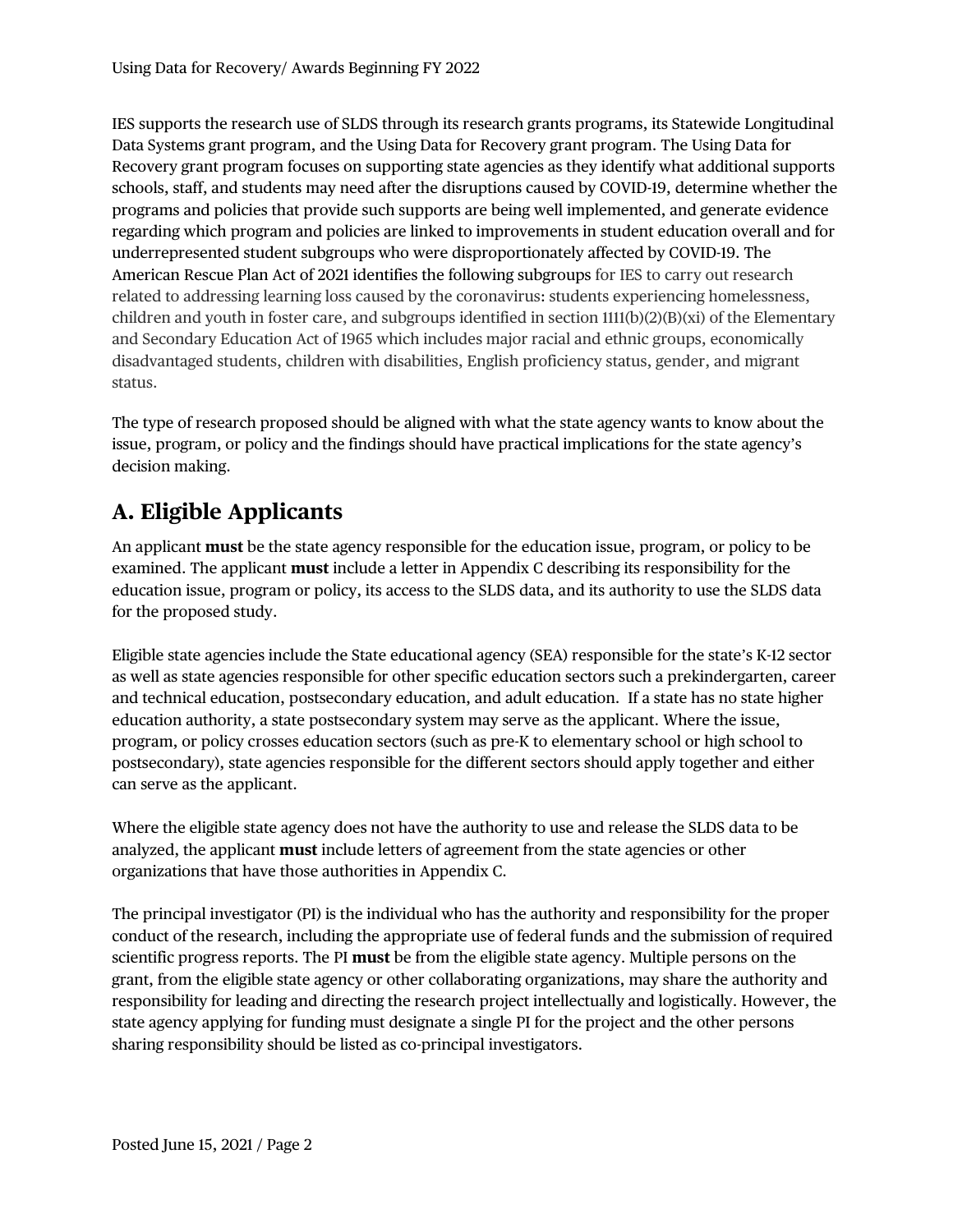IES supports the research use of SLDS through its research grants programs, its Statewide Longitudinal Data Systems grant program, and the Using Data for Recovery grant program. The Using Data for Recovery grant program focuses on supporting state agencies as they identify what additional supports schools, staff, and students may need after the disruptions caused by COVID-19, determine whether the programs and policies that provide such supports are being well implemented, and generate evidence regarding which program and policies are linked to improvements in student education overall and for underrepresented student subgroups who were disproportionately affected by COVID-19. The American Rescue Plan Act of 2021 identifies the following subgroups for IES to carry out research related to addressing learning loss caused by the coronavirus: students experiencing homelessness, children and youth in foster care, and subgroups identified in section 1111(b)(2)(B)(xi) of the Elementary and Secondary Education Act of 1965 which includes major racial and ethnic groups, economically disadvantaged students, children with disabilities, English proficiency status, gender, and migrant status.

The type of research proposed should be aligned with what the state agency wants to know about the issue, program, or policy and the findings should have practical implications for the state agency's decision making.

## A. Eligible Applicants

An applicant **must** be the state agency responsible for the education issue, program, or policy to be examined. The applicant **must** include a letter in Appendix C describing its responsibility for the education issue, program or policy, its access to the SLDS data, and its authority to use the SLDS data for the proposed study.

Eligible state agencies include the State educational agency (SEA) responsible for the state's K-12 sector as well as state agencies responsible for other specific education sectors such a prekindergarten, career and technical education, postsecondary education, and adult education. If a state has no state higher education authority, a state postsecondary system may serve as the applicant. Where the issue, program, or policy crosses education sectors (such as pre-K to elementary school or high school to postsecondary), state agencies responsible for the different sectors should apply together and either can serve as the applicant.

Where the eligible state agency does not have the authority to use and release the SLDS data to be analyzed, the applicant **must** include letters of agreement from the state agencies or other organizations that have those authorities in Appendix C.

The principal investigator (PI) is the individual who has the authority and responsibility for the proper conduct of the research, including the appropriate use of federal funds and the submission of required scientific progress reports. The PI **must** be from the eligible state agency. Multiple persons on the grant, from the eligible state agency or other collaborating organizations, may share the authority and responsibility for leading and directing the research project intellectually and logistically. However, the state agency applying for funding must designate a single PI for the project and the other persons sharing responsibility should be listed as co-principal investigators.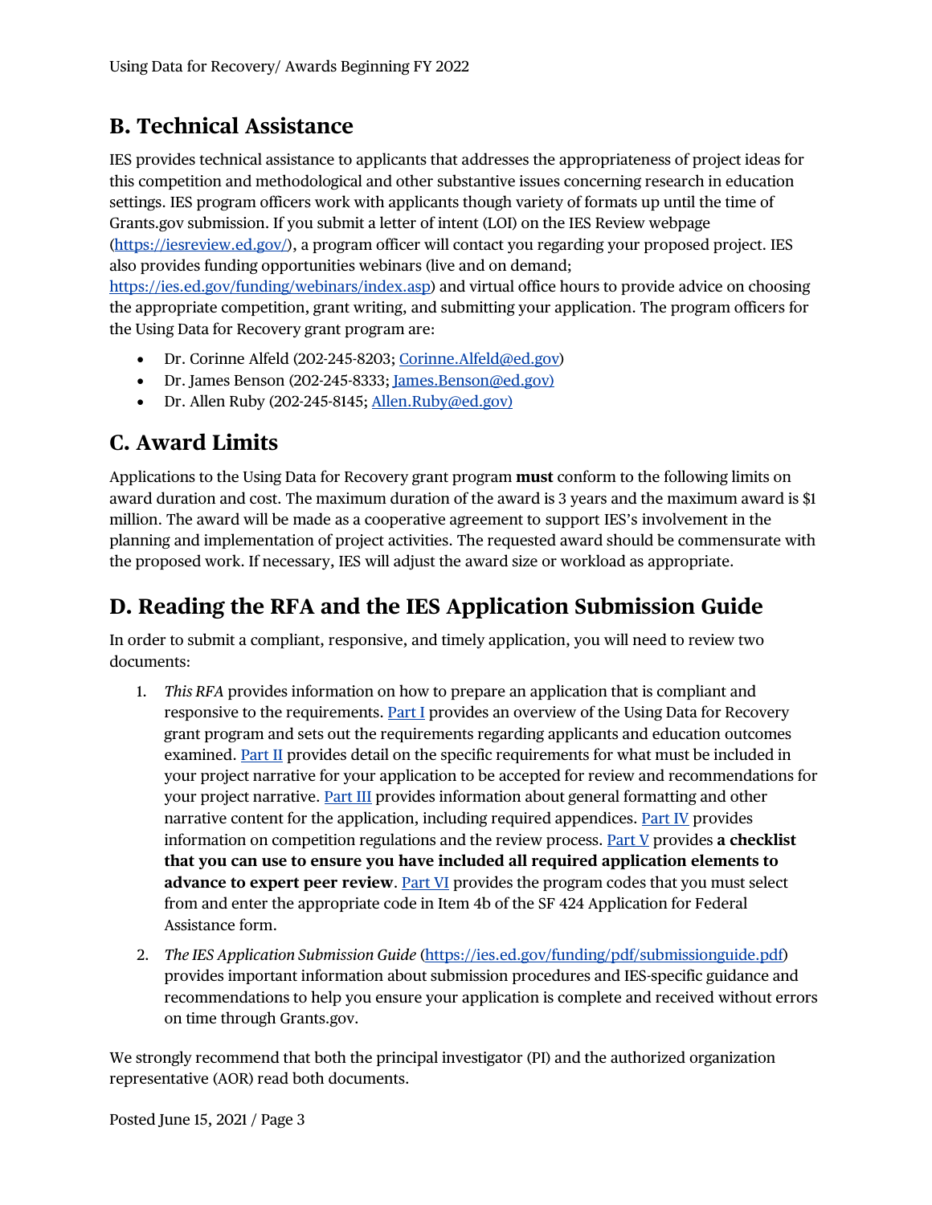## B. Technical Assistance

IES provides technical assistance to applicants that addresses the appropriateness of project ideas for this competition and methodological and other substantive issues concerning research in education settings. IES program officers work with applicants though variety of formats up until the time of Grants.gov submission. If you submit a letter of intent (LOI) on the IES Review webpage (https://iesreview.ed.gov/), a program officer will contact you regarding your proposed project. IES also provides funding opportunities webinars (live and on demand; https://ies.ed.gov/funding/webinars/index.asp) and virtual office hours to provide advice on choosing the appropriate competition, grant writing, and submitting your application. The program officers for the Using Data for Recovery grant program are:

- Dr. Corinne Alfeld (202-245-8203; Corinne.Alfeld@ed.gov)
- Dr. James Benson (202-245-8333; James.Benson@ed.gov)
- Dr. Allen Ruby (202-245-8145; Allen.Ruby@ed.gov)

## C. Award Limits

Applications to the Using Data for Recovery grant program **must** conform to the following limits on award duration and cost. The maximum duration of the award is 3 years and the maximum award is $1 million. The award will be made as a cooperative agreement to support IES's involvement in the planning and implementation of project activities. The requested award should be commensurate with the proposed work. If necessary, IES will adjust the award size or workload as appropriate.

## D. Reading the RFA and the IES Application Submission Guide

In order to submit a compliant, responsive, and timely application, you will need to review two documents:

1. *This RFA* provides information on how to prepare an application that is compliant and responsive to the requirements. Part I provides an overview of the Using Data for Recovery grant program and sets out the requirements regarding applicants and education outcomes examined. Part II provides detail on the specific requirements for what must be included in your project narrative for your application to be accepted for review and recommendations for your project narrative. Part III provides information about general formatting and other narrative content for the application, including required appendices. Part IV provides information on competition regulations and the review process. Part V provides **a checklist that you can use to ensure you have included all required application elements to advance to expert peer review**. Part VI provides the program codes that you must select from and enter the appropriate code in Item 4b of the SF 424 Application for Federal Assistance form.
2. *The IES Application Submission Guide* (https://ies.ed.gov/funding/pdf/submissionguide.pdf) provides important information about submission procedures and IES-specific guidance and recommendations to help you ensure your application is complete and received without errors on time through Grants.gov.

We strongly recommend that both the principal investigator (PI) and the authorized organization representative (AOR) read both documents.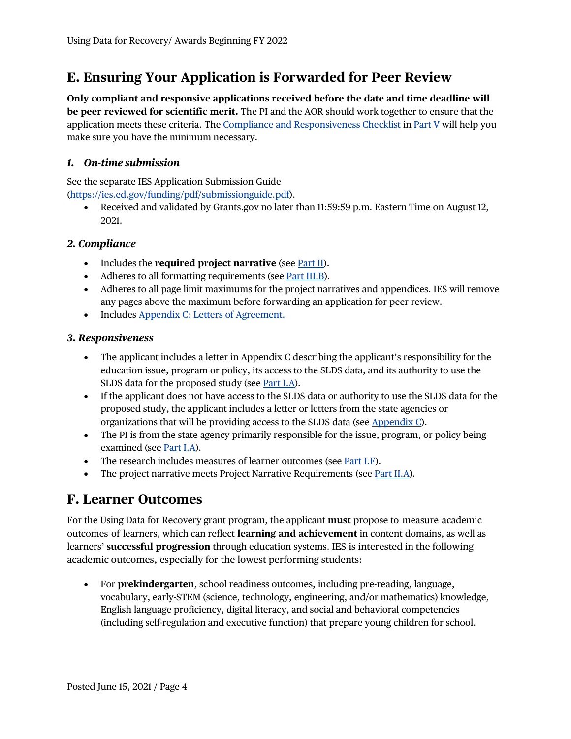## E. Ensuring Your Application is Forwarded for Peer Review

**Only compliant and responsive applications received before the date and time deadline will be peer reviewed for scientific merit.** The PI and the AOR should work together to ensure that the application meets these criteria. The Compliance and Responsiveness Checklist in Part V will help you make sure you have the minimum necessary.

### *1. On-time submission*

See the separate IES Application Submission Guide (https://ies.ed.gov/funding/pdf/submissionguide.pdf).

- Received and validated by Grants.gov no later than 11:59:59 p.m. Eastern Time on August 12, 2021.

### *2. Compliance*

- Includes the **required project narrative** (see Part II).
- Adheres to all formatting requirements (see Part III.B).
- Adheres to all page limit maximums for the project narratives and appendices. IES will remove any pages above the maximum before forwarding an application for peer review.
- Includes Appendix C: Letters of Agreement.

### *3. Responsiveness*

- The applicant includes a letter in Appendix C describing the applicant's responsibility for the education issue, program or policy, its access to the SLDS data, and its authority to use the SLDS data for the proposed study (see Part I.A).
- If the applicant does not have access to the SLDS data or authority to use the SLDS data for the proposed study, the applicant includes a letter or letters from the state agencies or organizations that will be providing access to the SLDS data (see Appendix C).
- The PI is from the state agency primarily responsible for the issue, program, or policy being examined (see Part I.A).
- The research includes measures of learner outcomes (see Part I.F).
- The project narrative meets Project Narrative Requirements (see Part II.A).

## F. Learner Outcomes

For the Using Data for Recovery grant program, the applicant **must** propose to measure academic outcomes of learners, which can reflect **learning and achievement** in content domains, as well as learners' **successful progression** through education systems. IES is interested in the following academic outcomes, especially for the lowest performing students:

- For **prekindergarten**, school readiness outcomes, including pre-reading, language, vocabulary, early-STEM (science, technology, engineering, and/or mathematics) knowledge, English language proficiency, digital literacy, and social and behavioral competencies (including self-regulation and executive function) that prepare young children for school.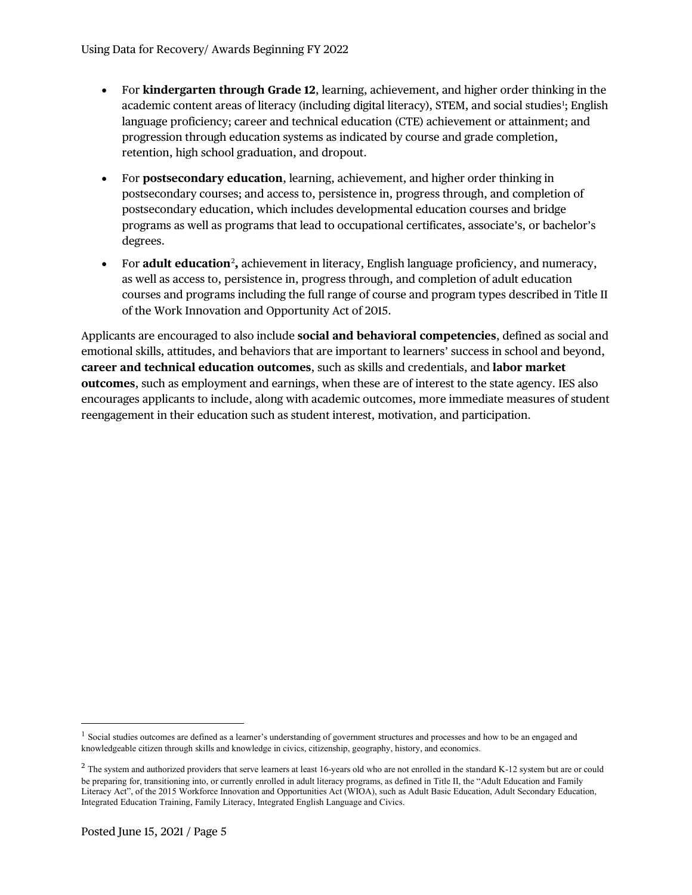- For **kindergarten through Grade 12**, learning, achievement, and higher order thinking in the academic content areas of literacy (including digital literacy), STEM, and social studies[1]; English language proficiency; career and technical education (CTE) achievement or attainment; and progression through education systems as indicated by course and grade completion, retention, high school graduation, and dropout.
- For **postsecondary education**, learning, achievement, and higher order thinking in postsecondary courses; and access to, persistence in, progress through, and completion of postsecondary education, which includes developmental education courses and bridge programs as well as programs that lead to occupational certificates, associate's, or bachelor's degrees.
- For **adult education**[2]**,** achievement in literacy, English language proficiency, and numeracy, as well as access to, persistence in, progress through, and completion of adult education courses and programs including the full range of course and program types described in Title II of the Work Innovation and Opportunity Act of 2015.

Applicants are encouraged to also include **social and behavioral competencies**, defined as social and emotional skills, attitudes, and behaviors that are important to learners' success in school and beyond, **career and technical education outcomes**, such as skills and credentials, and **labor market outcomes**, such as employment and earnings, when these are of interest to the state agency. IES also encourages applicants to include, along with academic outcomes, more immediate measures of student reengagement in their education such as student interest, motivation, and participation.

---

[1] Social studies outcomes are defined as a learner's understanding of government structures and processes and how to be an engaged and knowledgeable citizen through skills and knowledge in civics, citizenship, geography, history, and economics.

[2] The system and authorized providers that serve learners at least 16-years old who are not enrolled in the standard K-12 system but are or could be preparing for, transitioning into, or currently enrolled in adult literacy programs, as defined in Title II, the "Adult Education and Family Literacy Act", of the 2015 Workforce Innovation and Opportunities Act (WIOA), such as Adult Basic Education, Adult Secondary Education, Integrated Education Training, Family Literacy, Integrated English Language and Civics.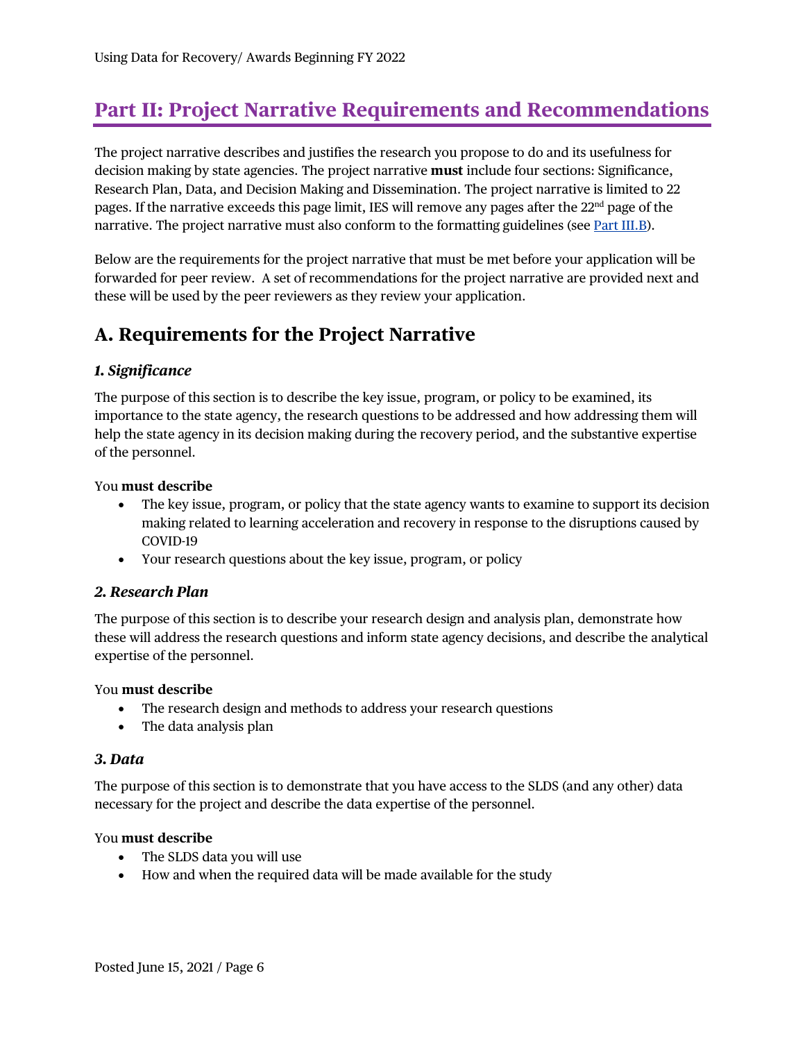# Part II: Project Narrative Requirements and Recommendations

The project narrative describes and justifies the research you propose to do and its usefulness for decision making by state agencies. The project narrative **must** include four sections: Significance, Research Plan, Data, and Decision Making and Dissemination. The project narrative is limited to 22 pages. If the narrative exceeds this page limit, IES will remove any pages after the 22nd page of the narrative. The project narrative must also conform to the formatting guidelines (see [Part III.B](#)).

Below are the requirements for the project narrative that must be met before your application will be forwarded for peer review. A set of recommendations for the project narrative are provided next and these will be used by the peer reviewers as they review your application.

## A. Requirements for the Project Narrative

### *1. Significance*

The purpose of this section is to describe the key issue, program, or policy to be examined, its importance to the state agency, the research questions to be addressed and how addressing them will help the state agency in its decision making during the recovery period, and the substantive expertise of the personnel.

You **must describe**

- The key issue, program, or policy that the state agency wants to examine to support its decision making related to learning acceleration and recovery in response to the disruptions caused by COVID-19
- Your research questions about the key issue, program, or policy

### *2. Research Plan*

The purpose of this section is to describe your research design and analysis plan, demonstrate how these will address the research questions and inform state agency decisions, and describe the analytical expertise of the personnel.

You **must describe**

- The research design and methods to address your research questions
- The data analysis plan

### *3. Data*

The purpose of this section is to demonstrate that you have access to the SLDS (and any other) data necessary for the project and describe the data expertise of the personnel.

You **must describe**

- The SLDS data you will use
- How and when the required data will be made available for the study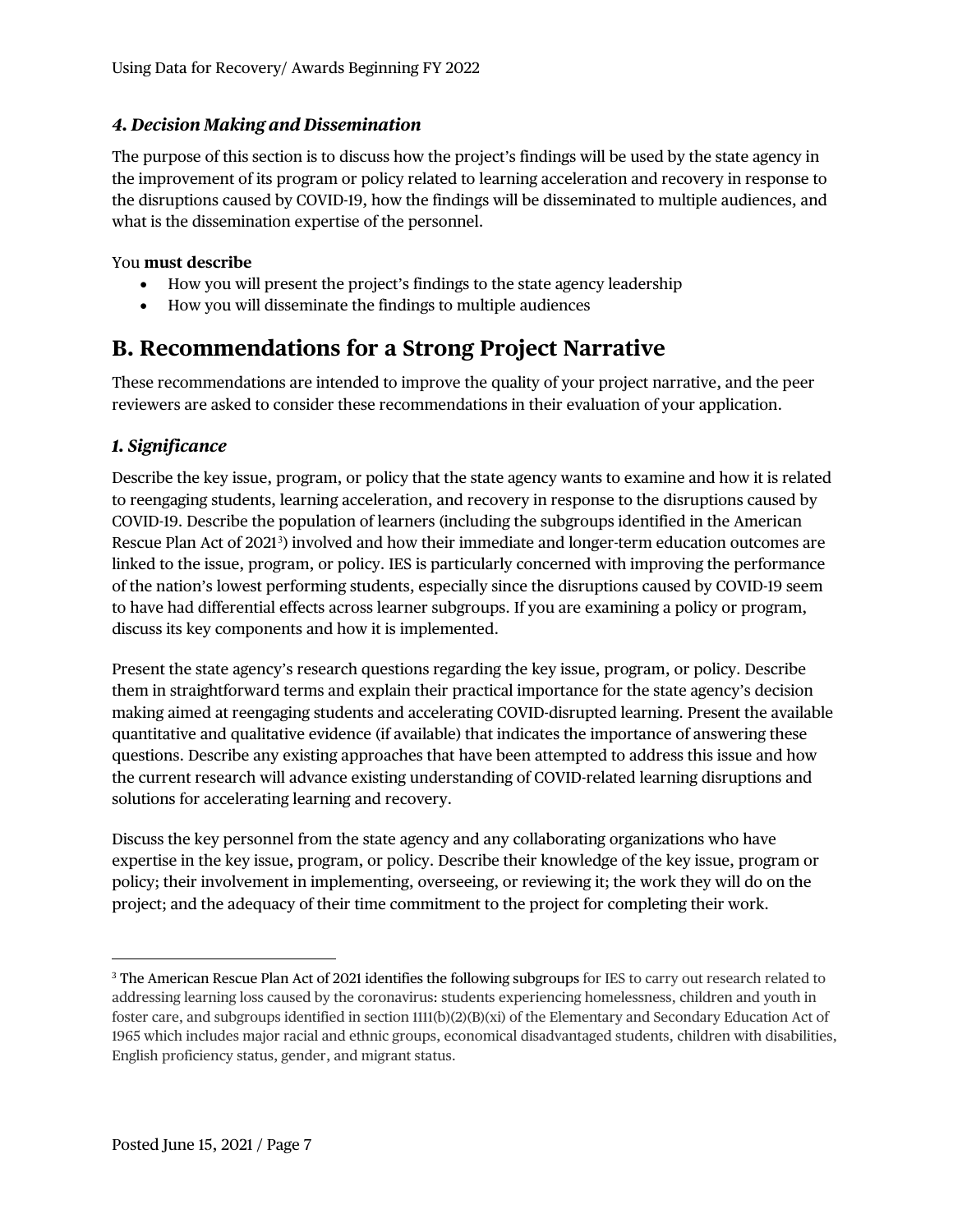### *4. Decision Making and Dissemination*

The purpose of this section is to discuss how the project's findings will be used by the state agency in the improvement of its program or policy related to learning acceleration and recovery in response to the disruptions caused by COVID-19, how the findings will be disseminated to multiple audiences, and what is the dissemination expertise of the personnel.

You **must describe**

- How you will present the project's findings to the state agency leadership
- How you will disseminate the findings to multiple audiences

## B. Recommendations for a Strong Project Narrative

These recommendations are intended to improve the quality of your project narrative, and the peer reviewers are asked to consider these recommendations in their evaluation of your application.

### *1. Significance*

Describe the key issue, program, or policy that the state agency wants to examine and how it is related to reengaging students, learning acceleration, and recovery in response to the disruptions caused by COVID-19. Describe the population of learners (including the subgroups identified in the American Rescue Plan Act of 2021[3]) involved and how their immediate and longer-term education outcomes are linked to the issue, program, or policy. IES is particularly concerned with improving the performance of the nation's lowest performing students, especially since the disruptions caused by COVID-19 seem to have had differential effects across learner subgroups. If you are examining a policy or program, discuss its key components and how it is implemented.

Present the state agency's research questions regarding the key issue, program, or policy. Describe them in straightforward terms and explain their practical importance for the state agency's decision making aimed at reengaging students and accelerating COVID-disrupted learning. Present the available quantitative and qualitative evidence (if available) that indicates the importance of answering these questions. Describe any existing approaches that have been attempted to address this issue and how the current research will advance existing understanding of COVID-related learning disruptions and solutions for accelerating learning and recovery.

Discuss the key personnel from the state agency and any collaborating organizations who have expertise in the key issue, program, or policy. Describe their knowledge of the key issue, program or policy; their involvement in implementing, overseeing, or reviewing it; the work they will do on the project; and the adequacy of their time commitment to the project for completing their work.

[3] The American Rescue Plan Act of 2021 identifies the following subgroups for IES to carry out research related to addressing learning loss caused by the coronavirus: students experiencing homelessness, children and youth in foster care, and subgroups identified in section 1111(b)(2)(B)(xi) of the Elementary and Secondary Education Act of 1965 which includes major racial and ethnic groups, economical disadvantaged students, children with disabilities, English proficiency status, gender, and migrant status.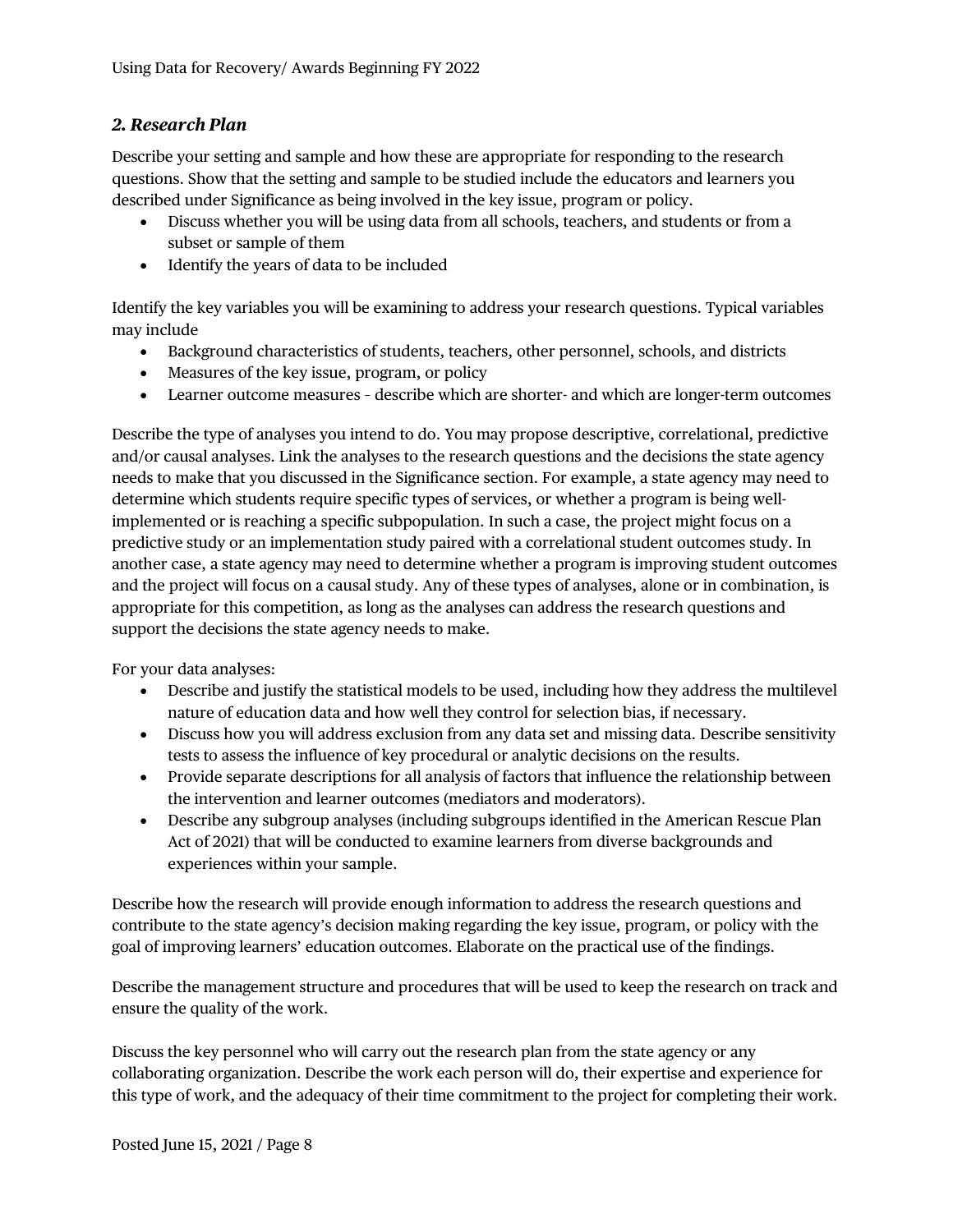### *2. Research Plan*

Describe your setting and sample and how these are appropriate for responding to the research questions. Show that the setting and sample to be studied include the educators and learners you described under Significance as being involved in the key issue, program or policy.

- Discuss whether you will be using data from all schools, teachers, and students or from a subset or sample of them
- Identify the years of data to be included

Identify the key variables you will be examining to address your research questions. Typical variables may include

- Background characteristics of students, teachers, other personnel, schools, and districts
- Measures of the key issue, program, or policy
- Learner outcome measures – describe which are shorter- and which are longer-term outcomes

Describe the type of analyses you intend to do. You may propose descriptive, correlational, predictive and/or causal analyses. Link the analyses to the research questions and the decisions the state agency needs to make that you discussed in the Significance section. For example, a state agency may need to determine which students require specific types of services, or whether a program is being well-implemented or is reaching a specific subpopulation. In such a case, the project might focus on a predictive study or an implementation study paired with a correlational student outcomes study. In another case, a state agency may need to determine whether a program is improving student outcomes and the project will focus on a causal study. Any of these types of analyses, alone or in combination, is appropriate for this competition, as long as the analyses can address the research questions and support the decisions the state agency needs to make.

For your data analyses:

- Describe and justify the statistical models to be used, including how they address the multilevel nature of education data and how well they control for selection bias, if necessary.
- Discuss how you will address exclusion from any data set and missing data. Describe sensitivity tests to assess the influence of key procedural or analytic decisions on the results.
- Provide separate descriptions for all analysis of factors that influence the relationship between the intervention and learner outcomes (mediators and moderators).
- Describe any subgroup analyses (including subgroups identified in the American Rescue Plan Act of 2021) that will be conducted to examine learners from diverse backgrounds and experiences within your sample.

Describe how the research will provide enough information to address the research questions and contribute to the state agency's decision making regarding the key issue, program, or policy with the goal of improving learners' education outcomes. Elaborate on the practical use of the findings.

Describe the management structure and procedures that will be used to keep the research on track and ensure the quality of the work.

Discuss the key personnel who will carry out the research plan from the state agency or any collaborating organization. Describe the work each person will do, their expertise and experience for this type of work, and the adequacy of their time commitment to the project for completing their work.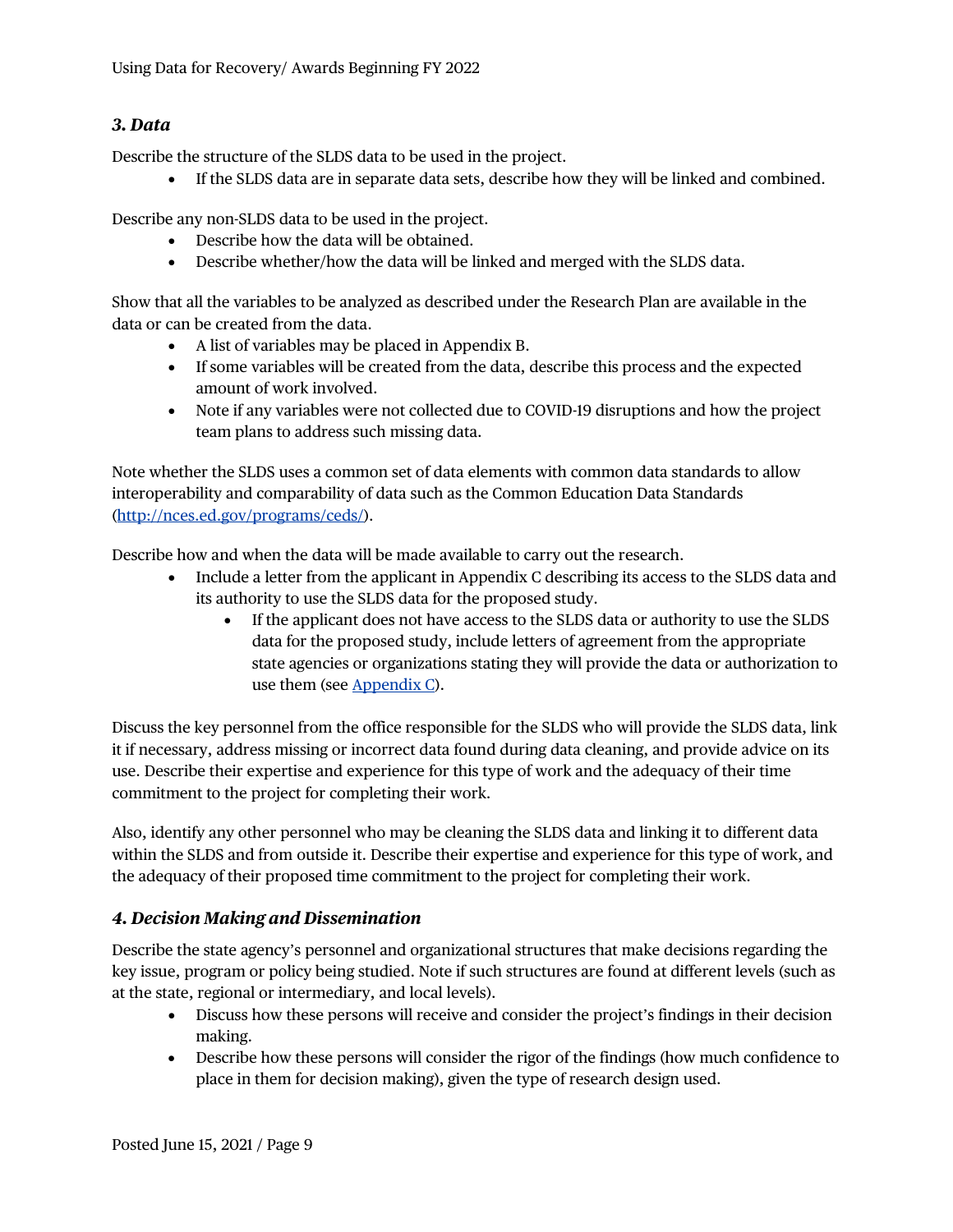### *3. Data*

Describe the structure of the SLDS data to be used in the project.

- If the SLDS data are in separate data sets, describe how they will be linked and combined.

Describe any non-SLDS data to be used in the project.

- Describe how the data will be obtained.
- Describe whether/how the data will be linked and merged with the SLDS data.

Show that all the variables to be analyzed as described under the Research Plan are available in the data or can be created from the data.

- A list of variables may be placed in Appendix B.
- If some variables will be created from the data, describe this process and the expected amount of work involved.
- Note if any variables were not collected due to COVID-19 disruptions and how the project team plans to address such missing data.

Note whether the SLDS uses a common set of data elements with common data standards to allow interoperability and comparability of data such as the Common Education Data Standards ([http://nces.ed.gov/programs/ceds/](http://nces.ed.gov/programs/ceds/)).

Describe how and when the data will be made available to carry out the research.

- Include a letter from the applicant in Appendix C describing its access to the SLDS data and its authority to use the SLDS data for the proposed study.
    - If the applicant does not have access to the SLDS data or authority to use the SLDS data for the proposed study, include letters of agreement from the appropriate state agencies or organizations stating they will provide the data or authorization to use them (see Appendix C).

Discuss the key personnel from the office responsible for the SLDS who will provide the SLDS data, link it if necessary, address missing or incorrect data found during data cleaning, and provide advice on its use. Describe their expertise and experience for this type of work and the adequacy of their time commitment to the project for completing their work.

Also, identify any other personnel who may be cleaning the SLDS data and linking it to different data within the SLDS and from outside it. Describe their expertise and experience for this type of work, and the adequacy of their proposed time commitment to the project for completing their work.

### *4. Decision Making and Dissemination*

Describe the state agency's personnel and organizational structures that make decisions regarding the key issue, program or policy being studied. Note if such structures are found at different levels (such as at the state, regional or intermediary, and local levels).

- Discuss how these persons will receive and consider the project's findings in their decision making.
- Describe how these persons will consider the rigor of the findings (how much confidence to place in them for decision making), given the type of research design used.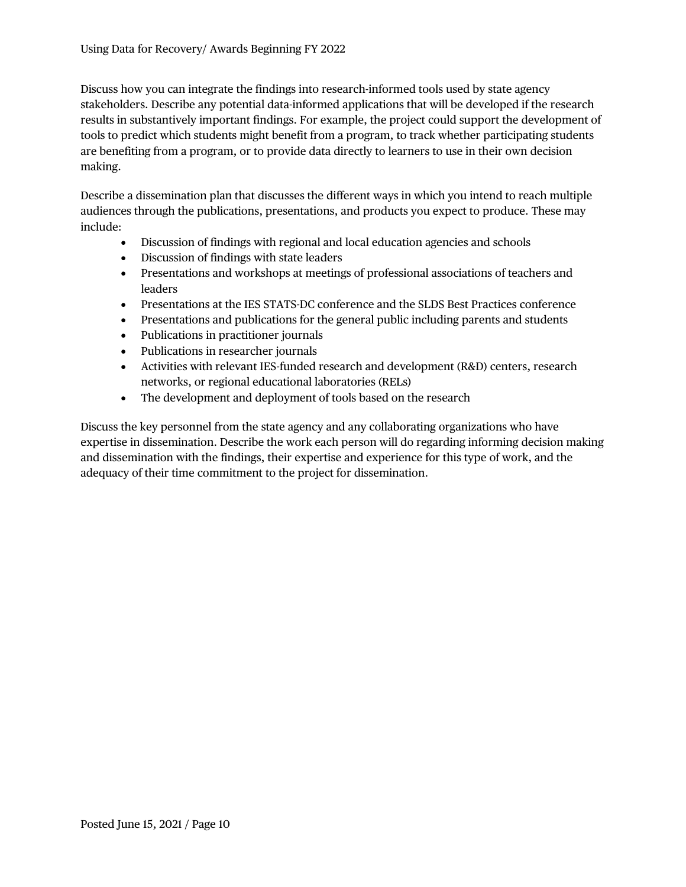Discuss how you can integrate the findings into research-informed tools used by state agency stakeholders. Describe any potential data-informed applications that will be developed if the research results in substantively important findings. For example, the project could support the development of tools to predict which students might benefit from a program, to track whether participating students are benefiting from a program, or to provide data directly to learners to use in their own decision making.

Describe a dissemination plan that discusses the different ways in which you intend to reach multiple audiences through the publications, presentations, and products you expect to produce. These may include:

- Discussion of findings with regional and local education agencies and schools
- Discussion of findings with state leaders
- Presentations and workshops at meetings of professional associations of teachers and leaders
- Presentations at the IES STATS-DC conference and the SLDS Best Practices conference
- Presentations and publications for the general public including parents and students
- Publications in practitioner journals
- Publications in researcher journals
- Activities with relevant IES-funded research and development (R&D) centers, research networks, or regional educational laboratories (RELs)
- The development and deployment of tools based on the research

Discuss the key personnel from the state agency and any collaborating organizations who have expertise in dissemination. Describe the work each person will do regarding informing decision making and dissemination with the findings, their expertise and experience for this type of work, and the adequacy of their time commitment to the project for dissemination.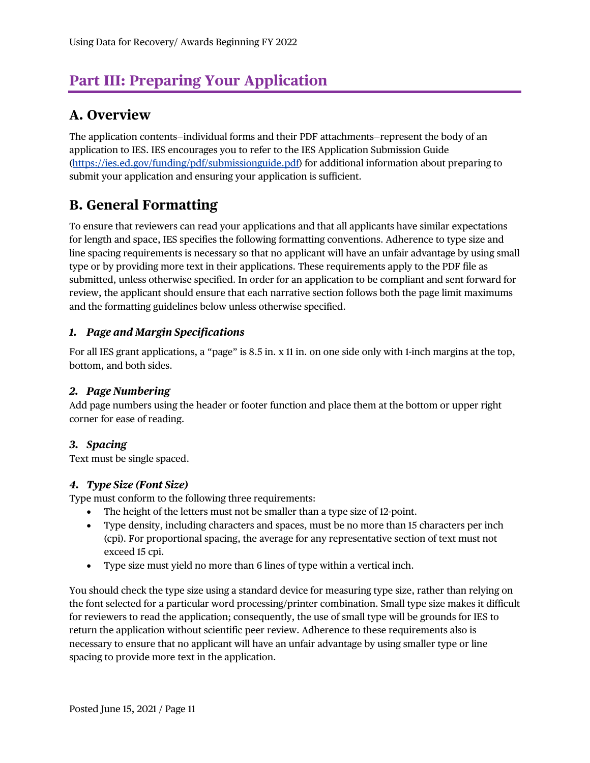# Part III: Preparing Your Application

## A. Overview

The application contents–individual forms and their PDF attachments–represent the body of an application to IES. IES encourages you to refer to the IES Application Submission Guide (https://ies.ed.gov/funding/pdf/submissionguide.pdf) for additional information about preparing to submit your application and ensuring your application is sufficient.

## B. General Formatting

To ensure that reviewers can read your applications and that all applicants have similar expectations for length and space, IES specifies the following formatting conventions. Adherence to type size and line spacing requirements is necessary so that no applicant will have an unfair advantage by using small type or by providing more text in their applications. These requirements apply to the PDF file as submitted, unless otherwise specified. In order for an application to be compliant and sent forward for review, the applicant should ensure that each narrative section follows both the page limit maximums and the formatting guidelines below unless otherwise specified.

### *1. Page and Margin Specifications*

For all IES grant applications, a "page" is 8.5 in. x 11 in. on one side only with 1-inch margins at the top, bottom, and both sides.

### *2. Page Numbering*

Add page numbers using the header or footer function and place them at the bottom or upper right corner for ease of reading.

### *3. Spacing*

Text must be single spaced.

### *4. Type Size (Font Size)*

Type must conform to the following three requirements:

- The height of the letters must not be smaller than a type size of 12-point.
- Type density, including characters and spaces, must be no more than 15 characters per inch (cpi). For proportional spacing, the average for any representative section of text must not exceed 15 cpi.
- Type size must yield no more than 6 lines of type within a vertical inch.

You should check the type size using a standard device for measuring type size, rather than relying on the font selected for a particular word processing/printer combination. Small type size makes it difficult for reviewers to read the application; consequently, the use of small type will be grounds for IES to return the application without scientific peer review. Adherence to these requirements also is necessary to ensure that no applicant will have an unfair advantage by using smaller type or line spacing to provide more text in the application.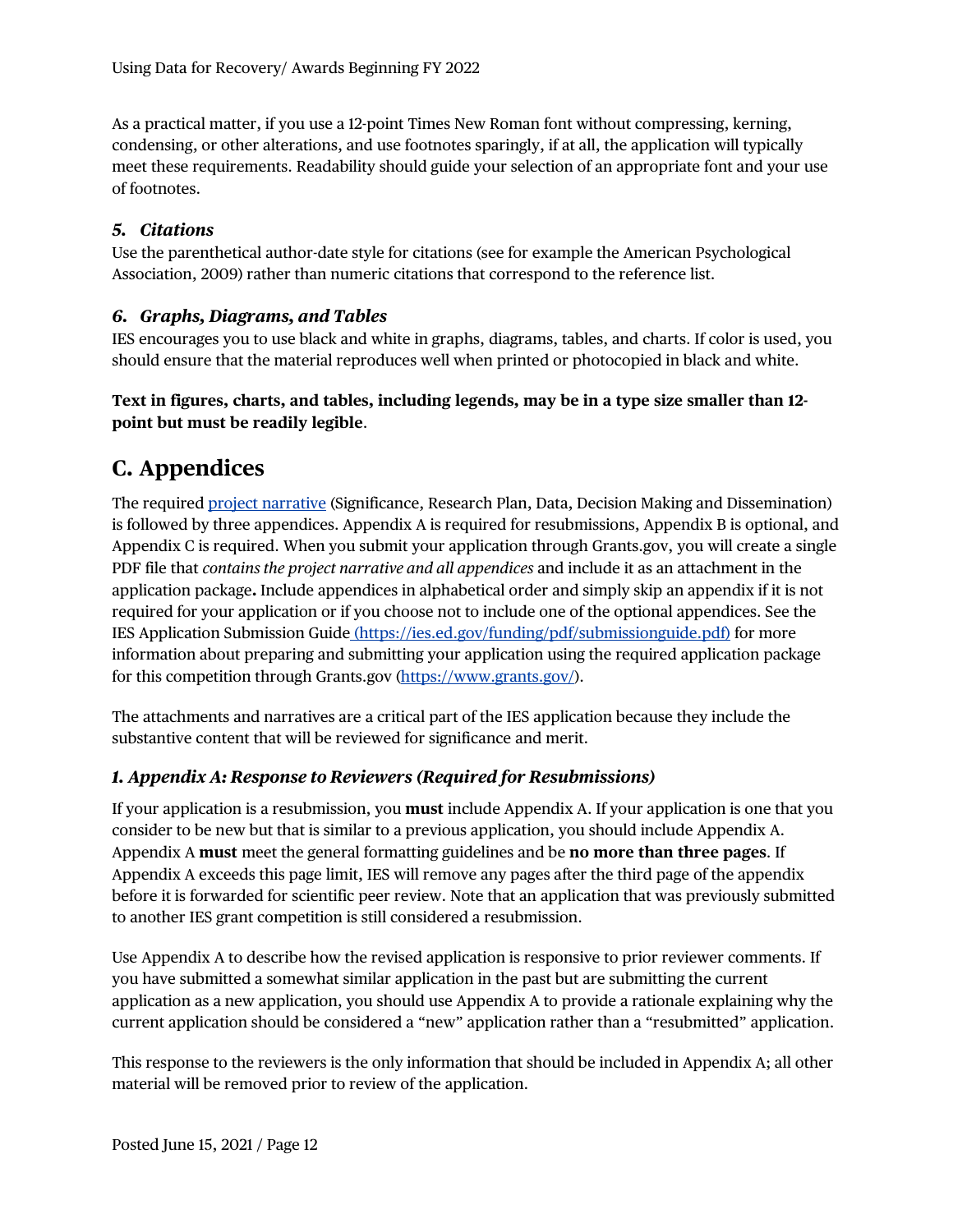As a practical matter, if you use a 12-point Times New Roman font without compressing, kerning, condensing, or other alterations, and use footnotes sparingly, if at all, the application will typically meet these requirements. Readability should guide your selection of an appropriate font and your use of footnotes.

### *5. Citations*

Use the parenthetical author-date style for citations (see for example the American Psychological Association, 2009) rather than numeric citations that correspond to the reference list.

### *6. Graphs, Diagrams, and Tables*

IES encourages you to use black and white in graphs, diagrams, tables, and charts. If color is used, you should ensure that the material reproduces well when printed or photocopied in black and white.

**Text in figures, charts, and tables, including legends, may be in a type size smaller than 12-point but must be readily legible**.

## C. Appendices

The required project narrative (Significance, Research Plan, Data, Decision Making and Dissemination) is followed by three appendices. Appendix A is required for resubmissions, Appendix B is optional, and Appendix C is required. When you submit your application through Grants.gov, you will create a single PDF file that *contains the project narrative and all appendices* and include it as an attachment in the application package**.** Include appendices in alphabetical order and simply skip an appendix if it is not required for your application or if you choose not to include one of the optional appendices. See the IES Application Submission Guide (https://ies.ed.gov/funding/pdf/submissionguide.pdf) for more information about preparing and submitting your application using the required application package for this competition through Grants.gov (https://www.grants.gov/).

The attachments and narratives are a critical part of the IES application because they include the substantive content that will be reviewed for significance and merit.

### *1. Appendix A: Response to Reviewers (Required for Resubmissions)*

If your application is a resubmission, you **must** include Appendix A. If your application is one that you consider to be new but that is similar to a previous application, you should include Appendix A. Appendix A **must** meet the general formatting guidelines and be **no more than three pages**. If Appendix A exceeds this page limit, IES will remove any pages after the third page of the appendix before it is forwarded for scientific peer review. Note that an application that was previously submitted to another IES grant competition is still considered a resubmission.

Use Appendix A to describe how the revised application is responsive to prior reviewer comments. If you have submitted a somewhat similar application in the past but are submitting the current application as a new application, you should use Appendix A to provide a rationale explaining why the current application should be considered a "new" application rather than a "resubmitted" application.

This response to the reviewers is the only information that should be included in Appendix A; all other material will be removed prior to review of the application.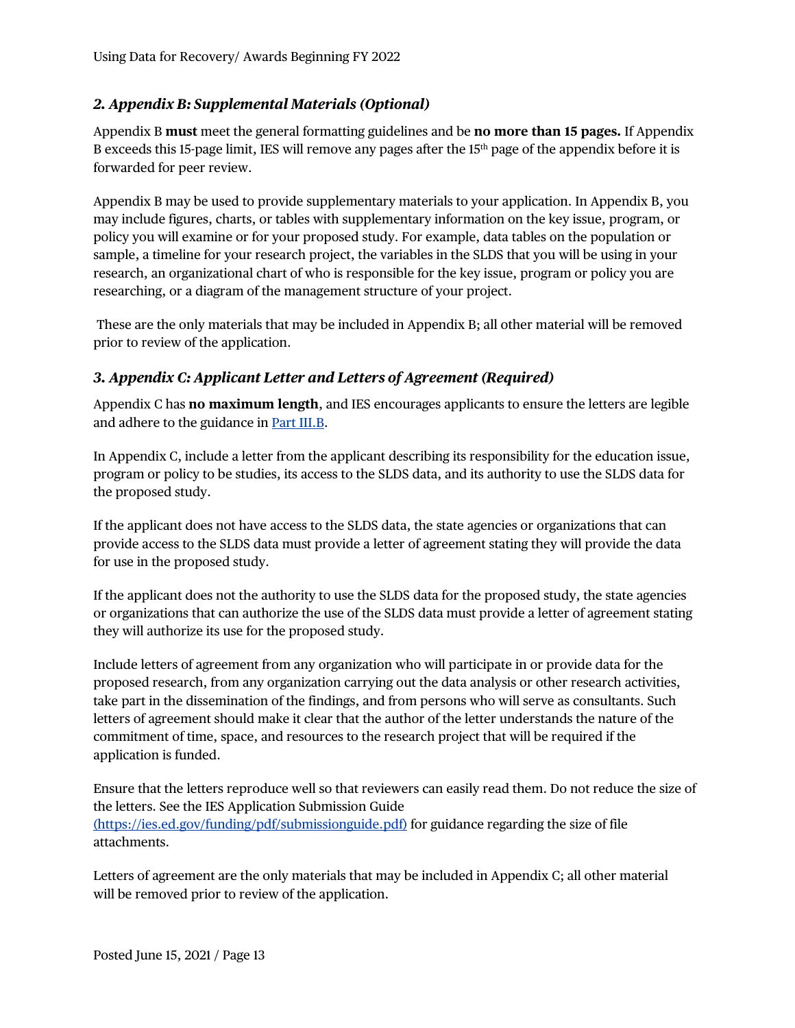### *2. Appendix B: Supplemental Materials (Optional)*

Appendix B **must** meet the general formatting guidelines and be **no more than 15 pages.** If Appendix B exceeds this 15-page limit, IES will remove any pages after the 15th page of the appendix before it is forwarded for peer review.

Appendix B may be used to provide supplementary materials to your application. In Appendix B, you may include figures, charts, or tables with supplementary information on the key issue, program, or policy you will examine or for your proposed study. For example, data tables on the population or sample, a timeline for your research project, the variables in the SLDS that you will be using in your research, an organizational chart of who is responsible for the key issue, program or policy you are researching, or a diagram of the management structure of your project.

These are the only materials that may be included in Appendix B; all other material will be removed prior to review of the application.

### *3. Appendix C: Applicant Letter and Letters of Agreement (Required)*

Appendix C has **no maximum length**, and IES encourages applicants to ensure the letters are legible and adhere to the guidance in Part III.B.

In Appendix C, include a letter from the applicant describing its responsibility for the education issue, program or policy to be studies, its access to the SLDS data, and its authority to use the SLDS data for the proposed study.

If the applicant does not have access to the SLDS data, the state agencies or organizations that can provide access to the SLDS data must provide a letter of agreement stating they will provide the data for use in the proposed study.

If the applicant does not the authority to use the SLDS data for the proposed study, the state agencies or organizations that can authorize the use of the SLDS data must provide a letter of agreement stating they will authorize its use for the proposed study.

Include letters of agreement from any organization who will participate in or provide data for the proposed research, from any organization carrying out the data analysis or other research activities, take part in the dissemination of the findings, and from persons who will serve as consultants. Such letters of agreement should make it clear that the author of the letter understands the nature of the commitment of time, space, and resources to the research project that will be required if the application is funded.

Ensure that the letters reproduce well so that reviewers can easily read them. Do not reduce the size of the letters. See the IES Application Submission Guide (https://ies.ed.gov/funding/pdf/submissionguide.pdf) for guidance regarding the size of file attachments.

Letters of agreement are the only materials that may be included in Appendix C; all other material will be removed prior to review of the application.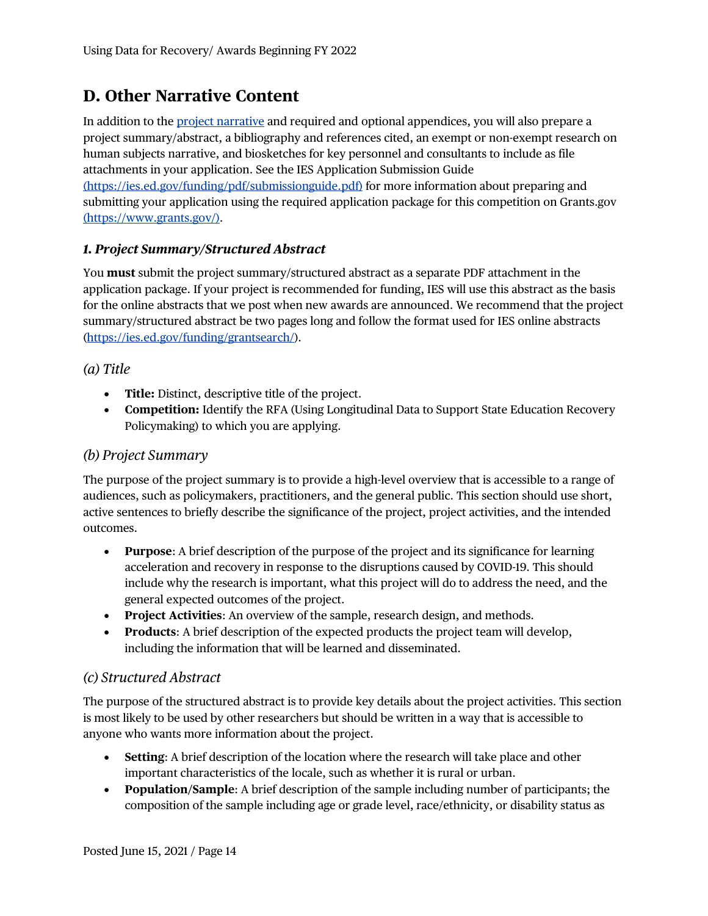## D. Other Narrative Content

In addition to the [project narrative](#) and required and optional appendices, you will also prepare a project summary/abstract, a bibliography and references cited, an exempt or non-exempt research on human subjects narrative, and biosketches for key personnel and consultants to include as file attachments in your application. See the IES Application Submission Guide [(https://ies.ed.gov/funding/pdf/submissionguide.pdf)](https://ies.ed.gov/funding/pdf/submissionguide.pdf) for more information about preparing and submitting your application using the required application package for this competition on Grants.gov [(https://www.grants.gov/)](https://www.grants.gov/).

### *1. Project Summary/Structured Abstract*

You **must** submit the project summary/structured abstract as a separate PDF attachment in the application package. If your project is recommended for funding, IES will use this abstract as the basis for the online abstracts that we post when new awards are announced. We recommend that the project summary/structured abstract be two pages long and follow the format used for IES online abstracts ([https://ies.ed.gov/funding/grantsearch/](https://ies.ed.gov/funding/grantsearch/)).

#### *(a) Title*

- **Title:** Distinct, descriptive title of the project.
- **Competition:** Identify the RFA (Using Longitudinal Data to Support State Education Recovery Policymaking) to which you are applying.

#### *(b) Project Summary*

The purpose of the project summary is to provide a high-level overview that is accessible to a range of audiences, such as policymakers, practitioners, and the general public. This section should use short, active sentences to briefly describe the significance of the project, project activities, and the intended outcomes.

- **Purpose**: A brief description of the purpose of the project and its significance for learning acceleration and recovery in response to the disruptions caused by COVID-19. This should include why the research is important, what this project will do to address the need, and the general expected outcomes of the project.
- **Project Activities**: An overview of the sample, research design, and methods.
- **Products**: A brief description of the expected products the project team will develop, including the information that will be learned and disseminated.

#### *(c) Structured Abstract*

The purpose of the structured abstract is to provide key details about the project activities. This section is most likely to be used by other researchers but should be written in a way that is accessible to anyone who wants more information about the project.

- **Setting**: A brief description of the location where the research will take place and other important characteristics of the locale, such as whether it is rural or urban.
- **Population/Sample**: A brief description of the sample including number of participants; the composition of the sample including age or grade level, race/ethnicity, or disability status as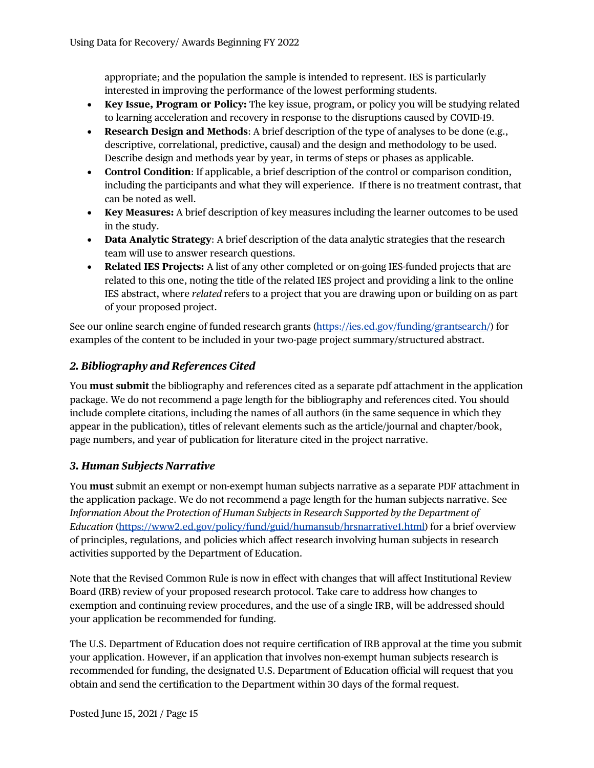appropriate; and the population the sample is intended to represent. IES is particularly interested in improving the performance of the lowest performing students.

- **Key Issue, Program or Policy:** The key issue, program, or policy you will be studying related to learning acceleration and recovery in response to the disruptions caused by COVID-19.
- **Research Design and Methods**: A brief description of the type of analyses to be done (e.g., descriptive, correlational, predictive, causal) and the design and methodology to be used. Describe design and methods year by year, in terms of steps or phases as applicable.
- **Control Condition**: If applicable, a brief description of the control or comparison condition, including the participants and what they will experience. If there is no treatment contrast, that can be noted as well.
- **Key Measures:** A brief description of key measures including the learner outcomes to be used in the study.
- **Data Analytic Strategy**: A brief description of the data analytic strategies that the research team will use to answer research questions.
- **Related IES Projects:** A list of any other completed or on-going IES-funded projects that are related to this one, noting the title of the related IES project and providing a link to the online IES abstract, where *related* refers to a project that you are drawing upon or building on as part of your proposed project.

See our online search engine of funded research grants (https://ies.ed.gov/funding/grantsearch/) for examples of the content to be included in your two-page project summary/structured abstract.

### *2. Bibliography and References Cited*

You **must submit** the bibliography and references cited as a separate pdf attachment in the application package. We do not recommend a page length for the bibliography and references cited. You should include complete citations, including the names of all authors (in the same sequence in which they appear in the publication), titles of relevant elements such as the article/journal and chapter/book, page numbers, and year of publication for literature cited in the project narrative.

### *3. Human Subjects Narrative*

You **must** submit an exempt or non-exempt human subjects narrative as a separate PDF attachment in the application package. We do not recommend a page length for the human subjects narrative. See *Information About the Protection of Human Subjects in Research Supported by the Department of Education* (https://www2.ed.gov/policy/fund/guid/humansub/hrsnarrative1.html) for a brief overview of principles, regulations, and policies which affect research involving human subjects in research activities supported by the Department of Education.

Note that the Revised Common Rule is now in effect with changes that will affect Institutional Review Board (IRB) review of your proposed research protocol. Take care to address how changes to exemption and continuing review procedures, and the use of a single IRB, will be addressed should your application be recommended for funding.

The U.S. Department of Education does not require certification of IRB approval at the time you submit your application. However, if an application that involves non-exempt human subjects research is recommended for funding, the designated U.S. Department of Education official will request that you obtain and send the certification to the Department within 30 days of the formal request.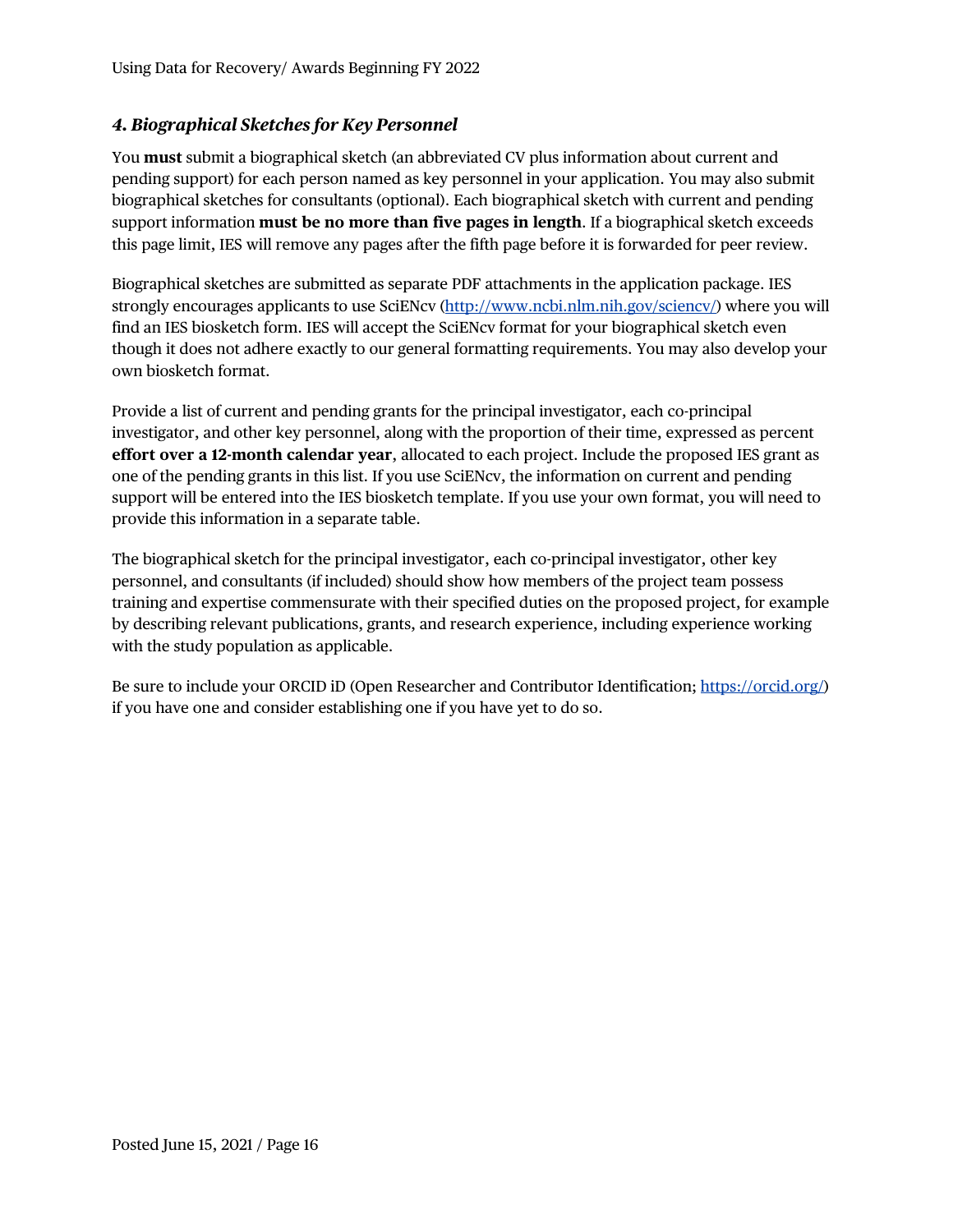### *4. Biographical Sketches for Key Personnel*

You **must** submit a biographical sketch (an abbreviated CV plus information about current and pending support) for each person named as key personnel in your application. You may also submit biographical sketches for consultants (optional). Each biographical sketch with current and pending support information **must be no more than five pages in length**. If a biographical sketch exceeds this page limit, IES will remove any pages after the fifth page before it is forwarded for peer review.

Biographical sketches are submitted as separate PDF attachments in the application package. IES strongly encourages applicants to use SciENcv (http://www.ncbi.nlm.nih.gov/sciencv/) where you will find an IES biosketch form. IES will accept the SciENcv format for your biographical sketch even though it does not adhere exactly to our general formatting requirements. You may also develop your own biosketch format.

Provide a list of current and pending grants for the principal investigator, each co-principal investigator, and other key personnel, along with the proportion of their time, expressed as percent **effort over a 12-month calendar year**, allocated to each project. Include the proposed IES grant as one of the pending grants in this list. If you use SciENcv, the information on current and pending support will be entered into the IES biosketch template. If you use your own format, you will need to provide this information in a separate table.

The biographical sketch for the principal investigator, each co-principal investigator, other key personnel, and consultants (if included) should show how members of the project team possess training and expertise commensurate with their specified duties on the proposed project, for example by describing relevant publications, grants, and research experience, including experience working with the study population as applicable.

Be sure to include your ORCID iD (Open Researcher and Contributor Identification; https://orcid.org/) if you have one and consider establishing one if you have yet to do so.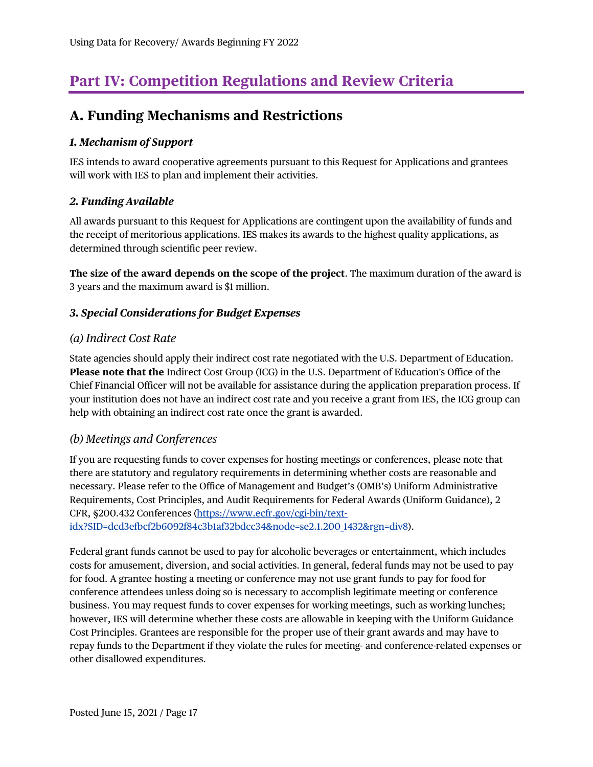# Part IV: Competition Regulations and Review Criteria

## A. Funding Mechanisms and Restrictions

### *1. Mechanism of Support*

IES intends to award cooperative agreements pursuant to this Request for Applications and grantees will work with IES to plan and implement their activities.

### *2. Funding Available*

All awards pursuant to this Request for Applications are contingent upon the availability of funds and the receipt of meritorious applications. IES makes its awards to the highest quality applications, as determined through scientific peer review.

**The size of the award depends on the scope of the project**. The maximum duration of the award is 3 years and the maximum award is $1 million.

### *3. Special Considerations for Budget Expenses*

#### *(a) Indirect Cost Rate*

State agencies should apply their indirect cost rate negotiated with the U.S. Department of Education. **Please note that the** Indirect Cost Group (ICG) in the U.S. Department of Education's Office of the Chief Financial Officer will not be available for assistance during the application preparation process. If your institution does not have an indirect cost rate and you receive a grant from IES, the ICG group can help with obtaining an indirect cost rate once the grant is awarded.

#### *(b) Meetings and Conferences*

If you are requesting funds to cover expenses for hosting meetings or conferences, please note that there are statutory and regulatory requirements in determining whether costs are reasonable and necessary. Please refer to the Office of Management and Budget's (OMB's) Uniform Administrative Requirements, Cost Principles, and Audit Requirements for Federal Awards (Uniform Guidance), 2 CFR, §200.432 Conferences ([https://www.ecfr.gov/cgi-bin/text-idx?SID=dcd3efbcf2b6092f84c3b1af32bdcc34&node=se2.1.200_1432&rgn=div8](https://www.ecfr.gov/cgi-bin/text-idx?SID=dcd3efbcf2b6092f84c3b1af32bdcc34&node=se2.1.200_1432&rgn=div8)).

Federal grant funds cannot be used to pay for alcoholic beverages or entertainment, which includes costs for amusement, diversion, and social activities. In general, federal funds may not be used to pay for food. A grantee hosting a meeting or conference may not use grant funds to pay for food for conference attendees unless doing so is necessary to accomplish legitimate meeting or conference business. You may request funds to cover expenses for working meetings, such as working lunches; however, IES will determine whether these costs are allowable in keeping with the Uniform Guidance Cost Principles. Grantees are responsible for the proper use of their grant awards and may have to repay funds to the Department if they violate the rules for meeting- and conference-related expenses or other disallowed expenditures.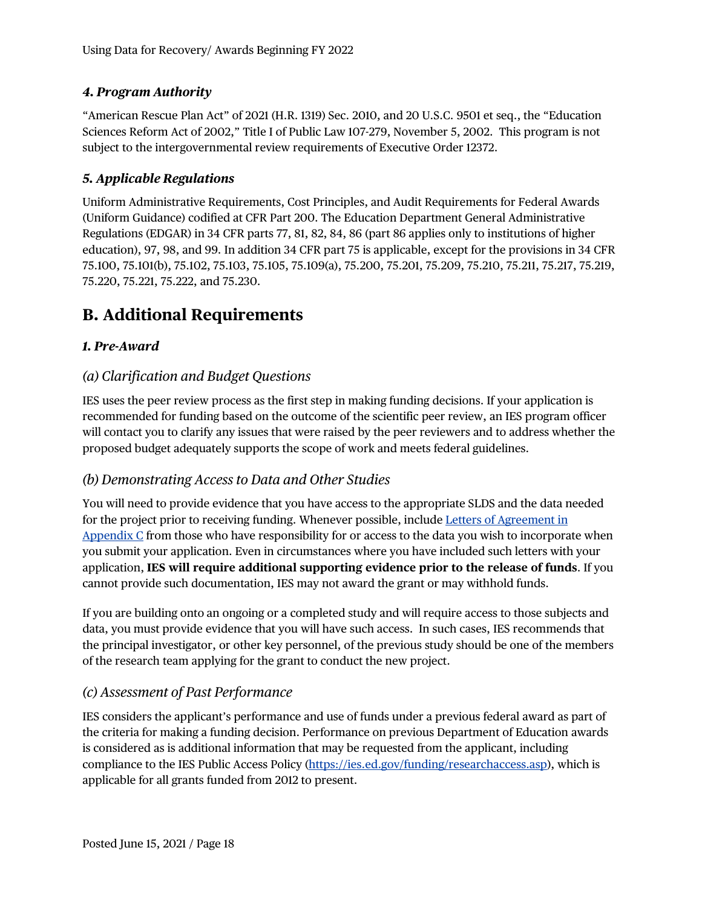### *4. Program Authority*

"American Rescue Plan Act" of 2021 (H.R. 1319) Sec. 2010, and 20 U.S.C. 9501 et seq., the "Education Sciences Reform Act of 2002," Title I of Public Law 107-279, November 5, 2002. This program is not subject to the intergovernmental review requirements of Executive Order 12372.

### *5. Applicable Regulations*

Uniform Administrative Requirements, Cost Principles, and Audit Requirements for Federal Awards (Uniform Guidance) codified at CFR Part 200. The Education Department General Administrative Regulations (EDGAR) in 34 CFR parts 77, 81, 82, 84, 86 (part 86 applies only to institutions of higher education), 97, 98, and 99. In addition 34 CFR part 75 is applicable, except for the provisions in 34 CFR 75.100, 75.101(b), 75.102, 75.103, 75.105, 75.109(a), 75.200, 75.201, 75.209, 75.210, 75.211, 75.217, 75.219, 75.220, 75.221, 75.222, and 75.230.

## B. Additional Requirements

### *1. Pre-Award*

#### *(a) Clarification and Budget Questions*

IES uses the peer review process as the first step in making funding decisions. If your application is recommended for funding based on the outcome of the scientific peer review, an IES program officer will contact you to clarify any issues that were raised by the peer reviewers and to address whether the proposed budget adequately supports the scope of work and meets federal guidelines.

#### *(b) Demonstrating Access to Data and Other Studies*

You will need to provide evidence that you have access to the appropriate SLDS and the data needed for the project prior to receiving funding. Whenever possible, include Letters of Agreement in Appendix C from those who have responsibility for or access to the data you wish to incorporate when you submit your application. Even in circumstances where you have included such letters with your application, **IES will require additional supporting evidence prior to the release of funds**. If you cannot provide such documentation, IES may not award the grant or may withhold funds.

If you are building onto an ongoing or a completed study and will require access to those subjects and data, you must provide evidence that you will have such access. In such cases, IES recommends that the principal investigator, or other key personnel, of the previous study should be one of the members of the research team applying for the grant to conduct the new project.

#### *(c) Assessment of Past Performance*

IES considers the applicant's performance and use of funds under a previous federal award as part of the criteria for making a funding decision. Performance on previous Department of Education awards is considered as is additional information that may be requested from the applicant, including compliance to the IES Public Access Policy (https://ies.ed.gov/funding/researchaccess.asp), which is applicable for all grants funded from 2012 to present.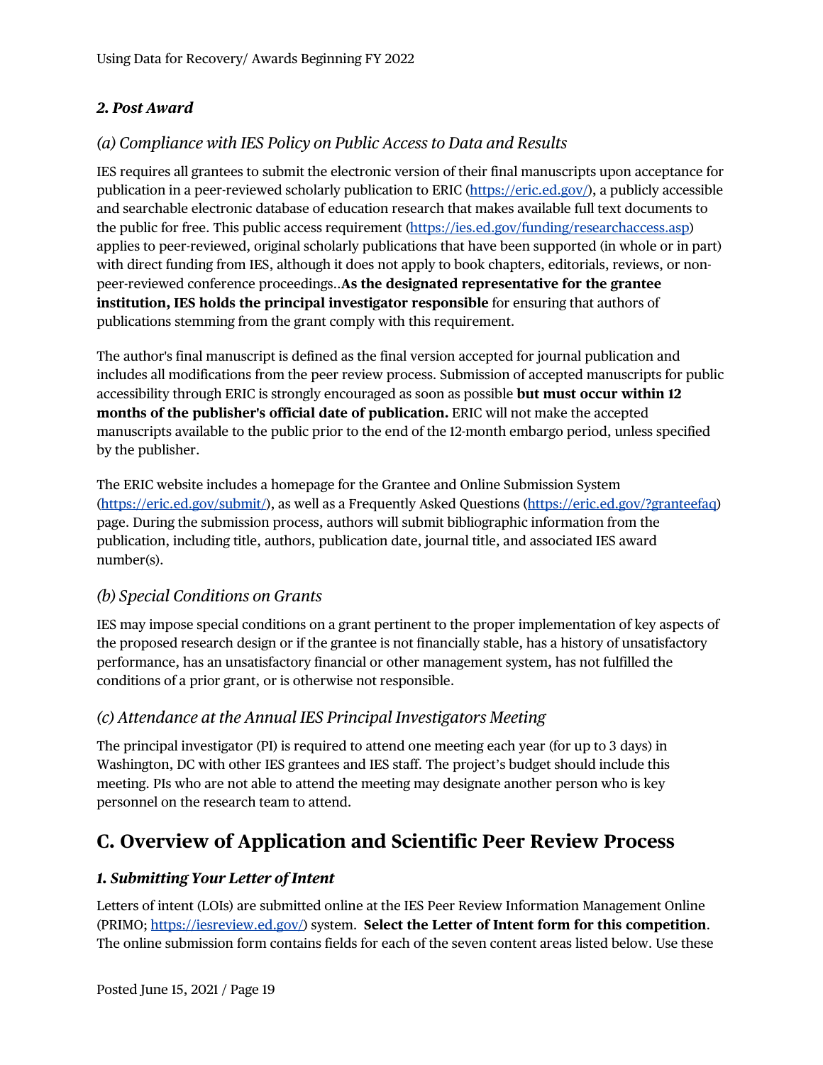### *2. Post Award*

#### *(a) Compliance with IES Policy on Public Access to Data and Results*

IES requires all grantees to submit the electronic version of their final manuscripts upon acceptance for publication in a peer-reviewed scholarly publication to ERIC (https://eric.ed.gov/), a publicly accessible and searchable electronic database of education research that makes available full text documents to the public for free. This public access requirement (https://ies.ed.gov/funding/researchaccess.asp) applies to peer-reviewed, original scholarly publications that have been supported (in whole or in part) with direct funding from IES, although it does not apply to book chapters, editorials, reviews, or non-peer-reviewed conference proceedings..**As the designated representative for the grantee institution, IES holds the principal investigator responsible** for ensuring that authors of publications stemming from the grant comply with this requirement.

The author's final manuscript is defined as the final version accepted for journal publication and includes all modifications from the peer review process. Submission of accepted manuscripts for public accessibility through ERIC is strongly encouraged as soon as possible **but must occur within 12 months of the publisher's official date of publication.** ERIC will not make the accepted manuscripts available to the public prior to the end of the 12-month embargo period, unless specified by the publisher.

The ERIC website includes a homepage for the Grantee and Online Submission System (https://eric.ed.gov/submit/), as well as a Frequently Asked Questions (https://eric.ed.gov/?granteefaq) page. During the submission process, authors will submit bibliographic information from the publication, including title, authors, publication date, journal title, and associated IES award number(s).

#### *(b) Special Conditions on Grants*

IES may impose special conditions on a grant pertinent to the proper implementation of key aspects of the proposed research design or if the grantee is not financially stable, has a history of unsatisfactory performance, has an unsatisfactory financial or other management system, has not fulfilled the conditions of a prior grant, or is otherwise not responsible.

#### *(c) Attendance at the Annual IES Principal Investigators Meeting*

The principal investigator (PI) is required to attend one meeting each year (for up to 3 days) in Washington, DC with other IES grantees and IES staff. The project's budget should include this meeting. PIs who are not able to attend the meeting may designate another person who is key personnel on the research team to attend.

## C. Overview of Application and Scientific Peer Review Process

### *1. Submitting Your Letter of Intent*

Letters of intent (LOIs) are submitted online at the IES Peer Review Information Management Online (PRIMO; https://iesreview.ed.gov/) system. **Select the Letter of Intent form for this competition**. The online submission form contains fields for each of the seven content areas listed below. Use these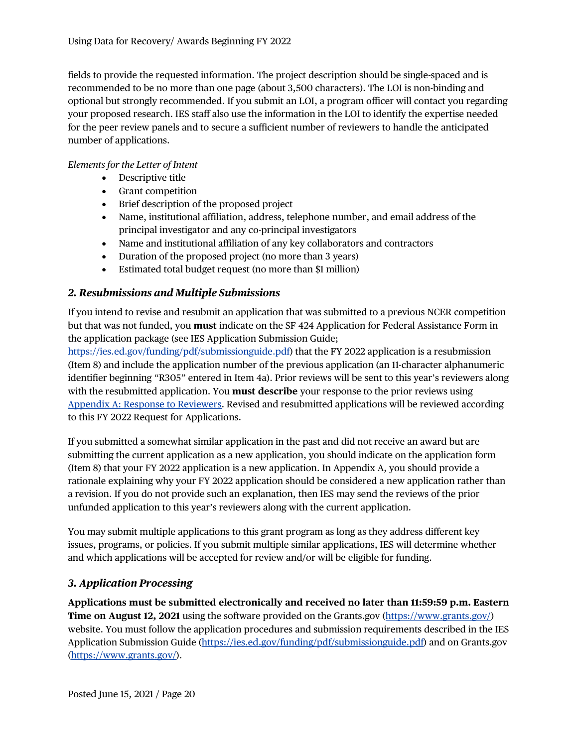fields to provide the requested information. The project description should be single-spaced and is recommended to be no more than one page (about 3,500 characters). The LOI is non-binding and optional but strongly recommended. If you submit an LOI, a program officer will contact you regarding your proposed research. IES staff also use the information in the LOI to identify the expertise needed for the peer review panels and to secure a sufficient number of reviewers to handle the anticipated number of applications.

*Elements for the Letter of Intent*

- Descriptive title
- Grant competition
- Brief description of the proposed project
- Name, institutional affiliation, address, telephone number, and email address of the principal investigator and any co-principal investigators
- Name and institutional affiliation of any key collaborators and contractors
- Duration of the proposed project (no more than 3 years)
- Estimated total budget request (no more than $1 million)

### *2. Resubmissions and Multiple Submissions*

If you intend to revise and resubmit an application that was submitted to a previous NCER competition but that was not funded, you **must** indicate on the SF 424 Application for Federal Assistance Form in the application package (see IES Application Submission Guide; https://ies.ed.gov/funding/pdf/submissionguide.pdf) that the FY 2022 application is a resubmission (Item 8) and include the application number of the previous application (an 11-character alphanumeric identifier beginning "R305" entered in Item 4a). Prior reviews will be sent to this year's reviewers along with the resubmitted application. You **must describe** your response to the prior reviews using Appendix A: Response to Reviewers. Revised and resubmitted applications will be reviewed according to this FY 2022 Request for Applications.

If you submitted a somewhat similar application in the past and did not receive an award but are submitting the current application as a new application, you should indicate on the application form (Item 8) that your FY 2022 application is a new application. In Appendix A, you should provide a rationale explaining why your FY 2022 application should be considered a new application rather than a revision. If you do not provide such an explanation, then IES may send the reviews of the prior unfunded application to this year's reviewers along with the current application.

You may submit multiple applications to this grant program as long as they address different key issues, programs, or policies. If you submit multiple similar applications, IES will determine whether and which applications will be accepted for review and/or will be eligible for funding.

### *3. Application Processing*

**Applications must be submitted electronically and received no later than 11:59:59 p.m. Eastern Time on August 12, 2021** using the software provided on the Grants.gov (https://www.grants.gov/) website. You must follow the application procedures and submission requirements described in the IES Application Submission Guide (https://ies.ed.gov/funding/pdf/submissionguide.pdf) and on Grants.gov (https://www.grants.gov/).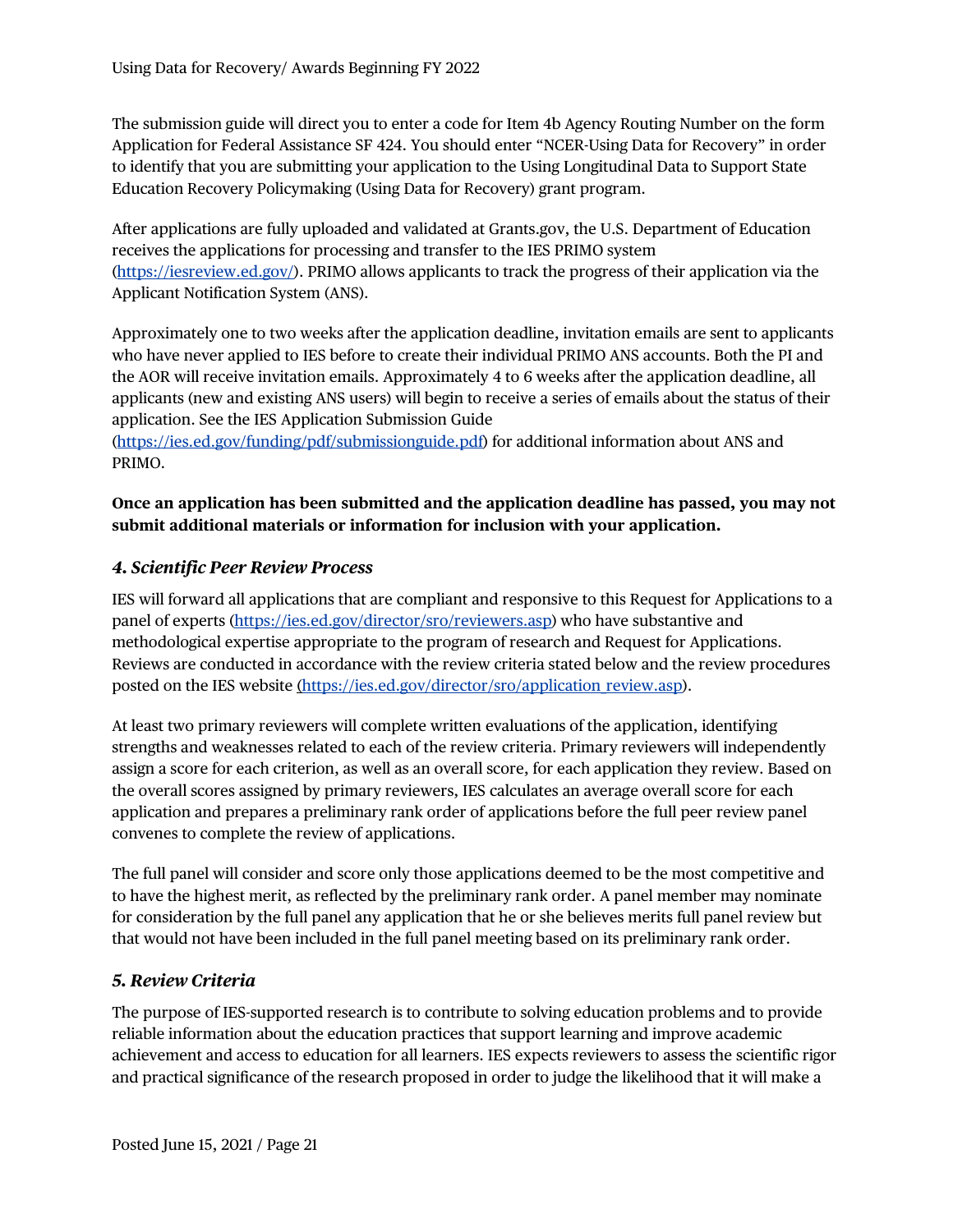The submission guide will direct you to enter a code for Item 4b Agency Routing Number on the form Application for Federal Assistance SF 424. You should enter "NCER-Using Data for Recovery" in order to identify that you are submitting your application to the Using Longitudinal Data to Support State Education Recovery Policymaking (Using Data for Recovery) grant program.

After applications are fully uploaded and validated at Grants.gov, the U.S. Department of Education receives the applications for processing and transfer to the IES PRIMO system (https://iesreview.ed.gov/). PRIMO allows applicants to track the progress of their application via the Applicant Notification System (ANS).

Approximately one to two weeks after the application deadline, invitation emails are sent to applicants who have never applied to IES before to create their individual PRIMO ANS accounts. Both the PI and the AOR will receive invitation emails. Approximately 4 to 6 weeks after the application deadline, all applicants (new and existing ANS users) will begin to receive a series of emails about the status of their application. See the IES Application Submission Guide (https://ies.ed.gov/funding/pdf/submissionguide.pdf) for additional information about ANS and PRIMO.

**Once an application has been submitted and the application deadline has passed, you may not submit additional materials or information for inclusion with your application.**

### *4. Scientific Peer Review Process*

IES will forward all applications that are compliant and responsive to this Request for Applications to a panel of experts (https://ies.ed.gov/director/sro/reviewers.asp) who have substantive and methodological expertise appropriate to the program of research and Request for Applications. Reviews are conducted in accordance with the review criteria stated below and the review procedures posted on the IES website (https://ies.ed.gov/director/sro/application_review.asp).

At least two primary reviewers will complete written evaluations of the application, identifying strengths and weaknesses related to each of the review criteria. Primary reviewers will independently assign a score for each criterion, as well as an overall score, for each application they review. Based on the overall scores assigned by primary reviewers, IES calculates an average overall score for each application and prepares a preliminary rank order of applications before the full peer review panel convenes to complete the review of applications.

The full panel will consider and score only those applications deemed to be the most competitive and to have the highest merit, as reflected by the preliminary rank order. A panel member may nominate for consideration by the full panel any application that he or she believes merits full panel review but that would not have been included in the full panel meeting based on its preliminary rank order.

### *5. Review Criteria*

The purpose of IES-supported research is to contribute to solving education problems and to provide reliable information about the education practices that support learning and improve academic achievement and access to education for all learners. IES expects reviewers to assess the scientific rigor and practical significance of the research proposed in order to judge the likelihood that it will make a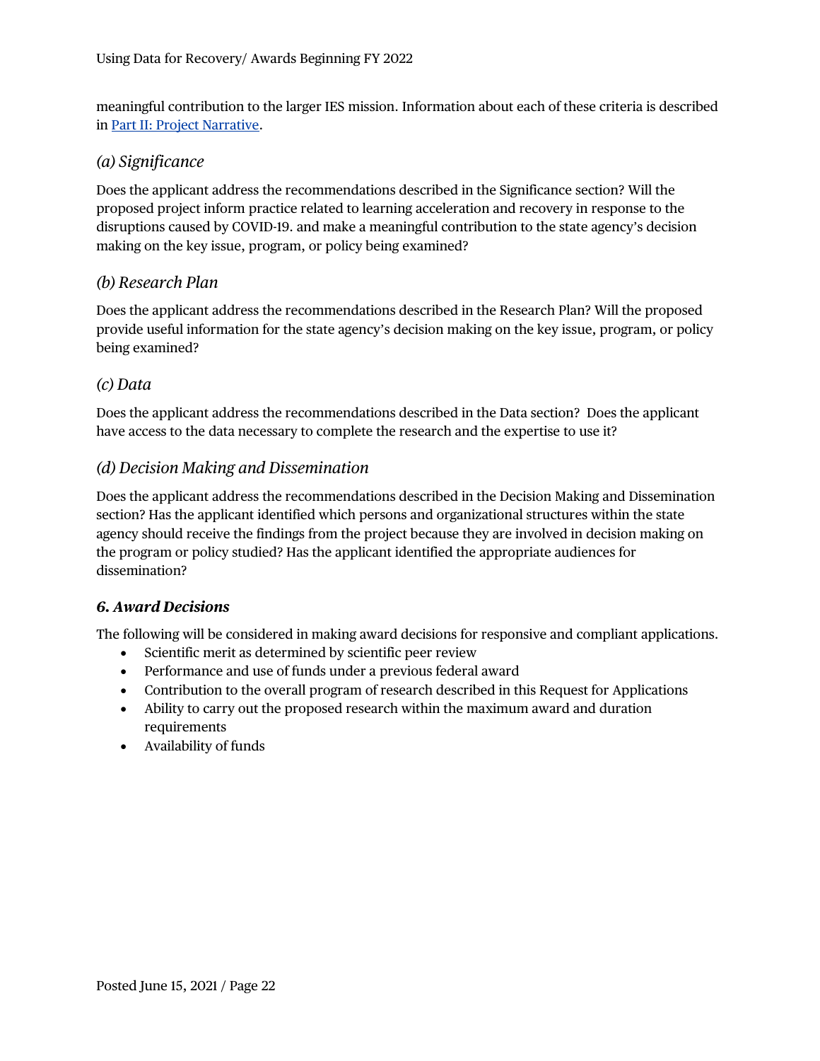meaningful contribution to the larger IES mission. Information about each of these criteria is described in [Part II: Project Narrative](#).

### *(a) Significance*

Does the applicant address the recommendations described in the Significance section? Will the proposed project inform practice related to learning acceleration and recovery in response to the disruptions caused by COVID-19. and make a meaningful contribution to the state agency's decision making on the key issue, program, or policy being examined?

### *(b) Research Plan*

Does the applicant address the recommendations described in the Research Plan? Will the proposed provide useful information for the state agency's decision making on the key issue, program, or policy being examined?

### *(c) Data*

Does the applicant address the recommendations described in the Data section? Does the applicant have access to the data necessary to complete the research and the expertise to use it?

### *(d) Decision Making and Dissemination*

Does the applicant address the recommendations described in the Decision Making and Dissemination section? Has the applicant identified which persons and organizational structures within the state agency should receive the findings from the project because they are involved in decision making on the program or policy studied? Has the applicant identified the appropriate audiences for dissemination?

## ***6. Award Decisions***

The following will be considered in making award decisions for responsive and compliant applications.

- Scientific merit as determined by scientific peer review
- Performance and use of funds under a previous federal award
- Contribution to the overall program of research described in this Request for Applications
- Ability to carry out the proposed research within the maximum award and duration requirements
- Availability of funds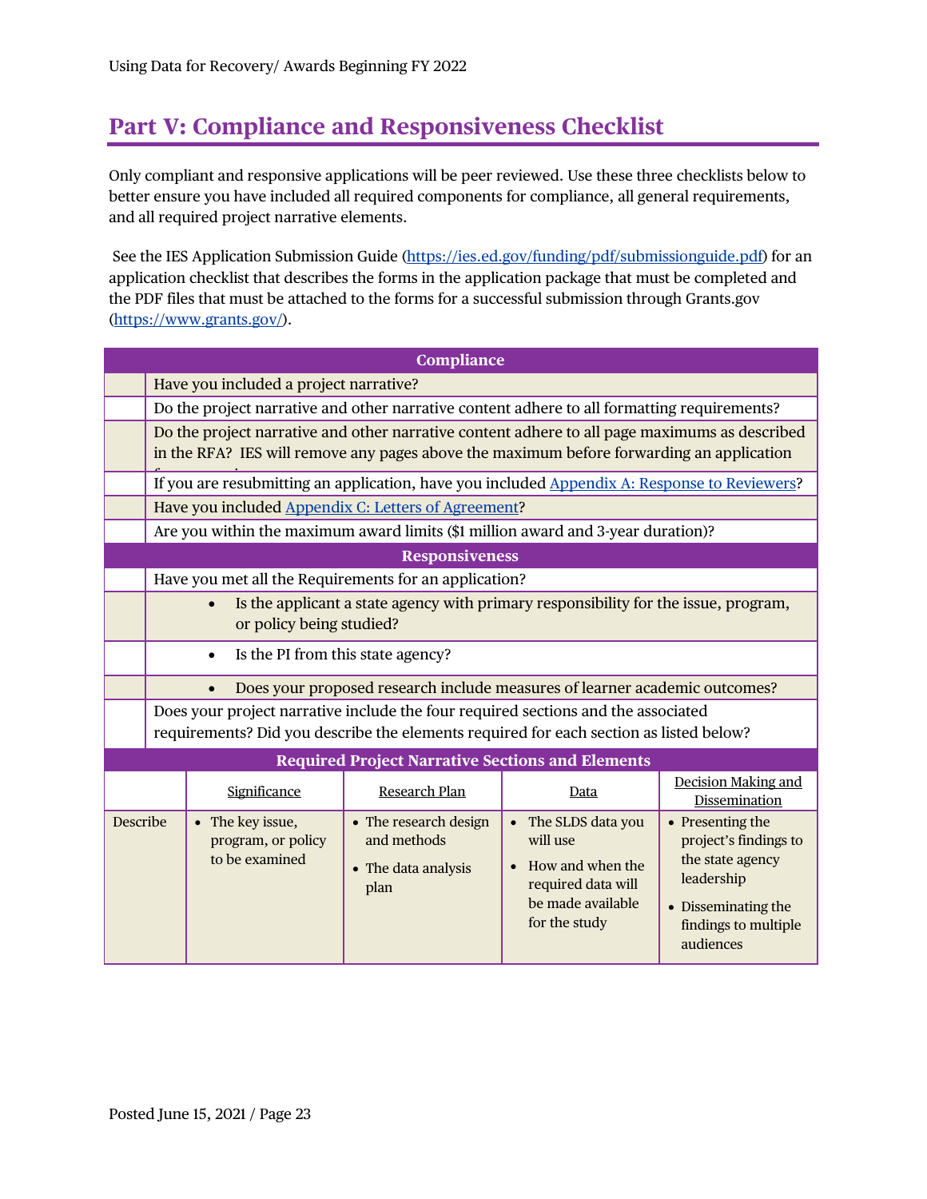## Part V: Compliance and Responsiveness Checklist

Only compliant and responsive applications will be peer reviewed. Use these three checklists below to better ensure you have included all required components for compliance, all general requirements, and all required project narrative elements.

See the IES Application Submission Guide (https://ies.ed.gov/funding/pdf/submissionguide.pdf) for an application checklist that describes the forms in the application package that must be completed and the PDF files that must be attached to the forms for a successful submission through Grants.gov (https://www.grants.gov/).

| | **Compliance** |
|---|---|
| | Have you included a project narrative? |
| | Do the project narrative and other narrative content adhere to all formatting requirements? |
| | Do the project narrative and other narrative content adhere to all page maximums as described in the RFA? IES will remove any pages above the maximum before forwarding an application for review. |
| | If you are resubmitting an application, have you included Appendix A: Response to Reviewers? |
| | Have you included Appendix C: Letters of Agreement? |
| | Are you within the maximum award limits ($1 million award and 3-year duration)? |
| | **Responsiveness** |
| | Have you met all the Requirements for an application? |
| | • Is the applicant a state agency with primary responsibility for the issue, program, or policy being studied? |
| | • Is the PI from this state agency? |
| | • Does your proposed research include measures of learner academic outcomes? |
| | Does your project narrative include the four required sections and the associated requirements? Did you describe the elements required for each section as listed below? |

**Required Project Narrative Sections and Elements**

| | Significance | Research Plan | Data | Decision Making and Dissemination |
|---|---|---|---|---|
| Describe | • The key issue, program, or policy to be examined | • The research design and methods<br>• The data analysis plan | • The SLDS data you will use<br>• How and when the required data will be made available for the study | • Presenting the project's findings to the state agency leadership<br>• Disseminating the findings to multiple audiences |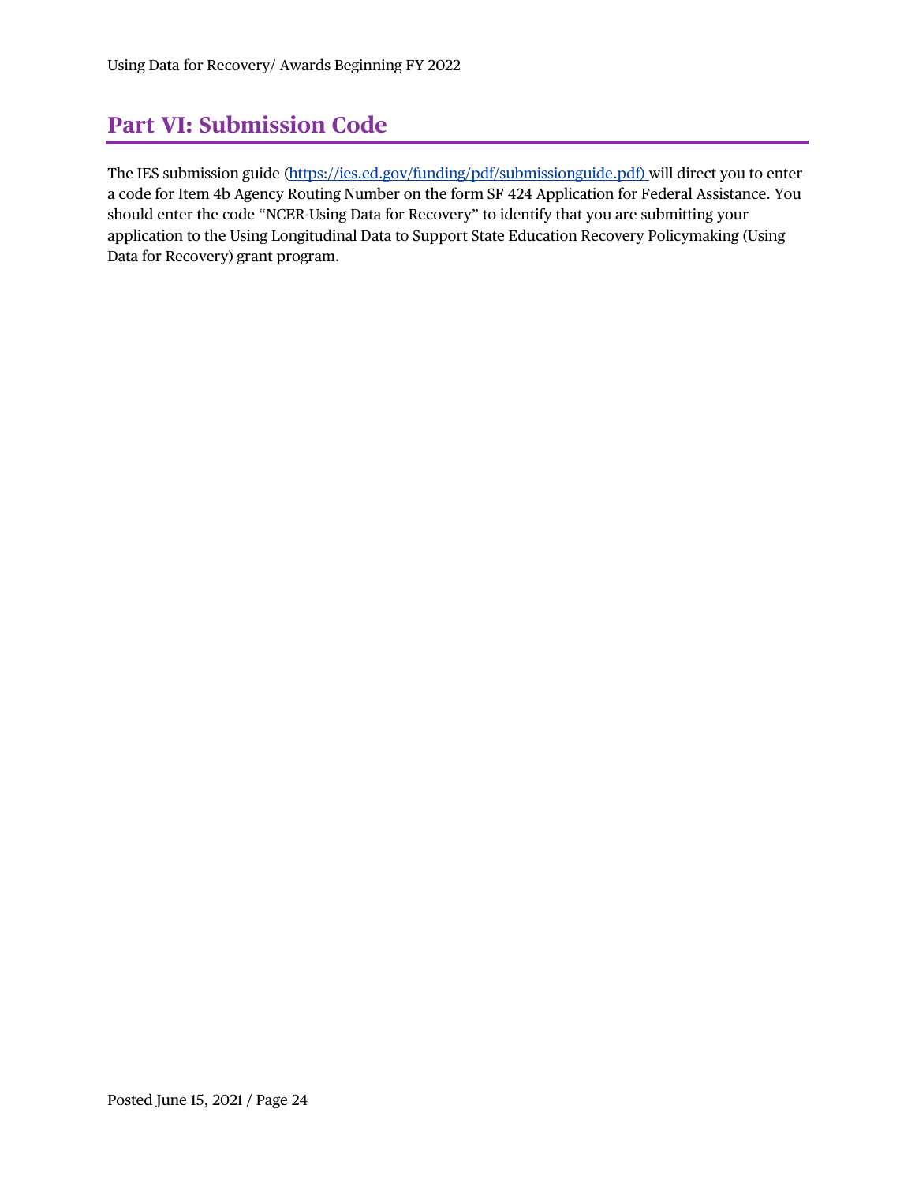## Part VI: Submission Code

The IES submission guide (https://ies.ed.gov/funding/pdf/submissionguide.pdf) will direct you to enter a code for Item 4b Agency Routing Number on the form SF 424 Application for Federal Assistance. You should enter the code "NCER-Using Data for Recovery" to identify that you are submitting your application to the Using Longitudinal Data to Support State Education Recovery Policymaking (Using Data for Recovery) grant program.